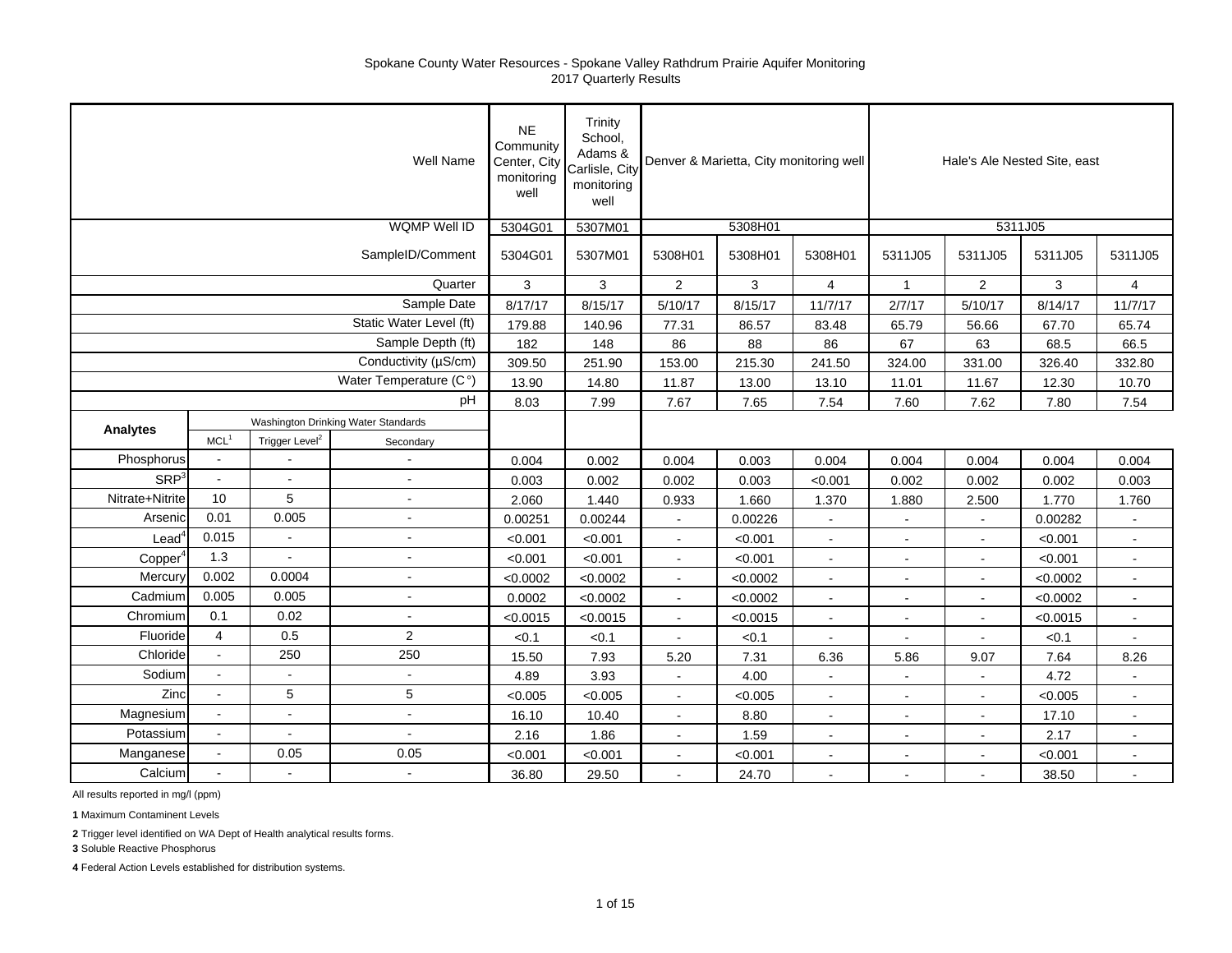Spokane County Water Resources - Spokane Valley Rathdrum Prairie Aquifer Monitoring
2017 Quarterly Results

| | | | Well Name | NE Community Center, City monitoring well | Trinity School, Adams & Carlisle, City monitoring well | Denver & Marietta, City monitoring well | | | Hale's Ale Nested Site, east | | | |
|---|---|---|---|---|---|---|---|---|---|---|---|---|
| | | | WQMP Well ID | 5304G01 | 5307M01 | 5308H01 | | | 5311J05 | | | |
| | | | SampleID/Comment | 5304G01 | 5307M01 | 5308H01 | 5308H01 | 5308H01 | 5311J05 | 5311J05 | 5311J05 | 5311J05 |
| | | | Quarter | 3 | 3 | 2 | 3 | 4 | 1 | 2 | 3 | 4 |
| | | | Sample Date | 8/17/17 | 8/15/17 | 5/10/17 | 8/15/17 | 11/7/17 | 2/7/17 | 5/10/17 | 8/14/17 | 11/7/17 |
| | | | Static Water Level (ft) | 179.88 | 140.96 | 77.31 | 86.57 | 83.48 | 65.79 | 56.66 | 67.70 | 65.74 |
| | | | Sample Depth (ft) | 182 | 148 | 86 | 88 | 86 | 67 | 63 | 68.5 | 66.5 |
| | | | Conductivity (µS/cm) | 309.50 | 251.90 | 153.00 | 215.30 | 241.50 | 324.00 | 331.00 | 326.40 | 332.80 |
| | | | Water Temperature (C°) | 13.90 | 14.80 | 11.87 | 13.00 | 13.10 | 11.01 | 11.67 | 12.30 | 10.70 |
| | | | pH | 8.03 | 7.99 | 7.67 | 7.65 | 7.54 | 7.60 | 7.62 | 7.80 | 7.54 |
| Analytes | Washington Drinking Water Standards | | | | | | | | | | | |
| | MCL[1] | Trigger Level[2] | Secondary | | | | | | | | | |
| Phosphorus | - | - | - | 0.004 | 0.002 | 0.004 | 0.003 | 0.004 | 0.004 | 0.004 | 0.004 | 0.004 |
| SRP[3] | - | - | - | 0.003 | 0.002 | 0.002 | 0.003 | <0.001 | 0.002 | 0.002 | 0.002 | 0.003 |
| Nitrate+Nitrite | 10 | 5 | - | 2.060 | 1.440 | 0.933 | 1.660 | 1.370 | 1.880 | 2.500 | 1.770 | 1.760 |
| Arsenic | 0.01 | 0.005 | - | 0.00251 | 0.00244 | - | 0.00226 | - | - | - | 0.00282 | - |
| Lead[4] | 0.015 | - | - | <0.001 | <0.001 | - | <0.001 | - | - | - | <0.001 | - |
| Copper[4] | 1.3 | - | - | <0.001 | <0.001 | - | <0.001 | - | - | - | <0.001 | - |
| Mercury | 0.002 | 0.0004 | - | <0.0002 | <0.0002 | - | <0.0002 | - | - | - | <0.0002 | - |
| Cadmium | 0.005 | 0.005 | - | 0.0002 | <0.0002 | - | <0.0002 | - | - | - | <0.0002 | - |
| Chromium | 0.1 | 0.02 | - | <0.0015 | <0.0015 | - | <0.0015 | - | - | - | <0.0015 | - |
| Fluoride | 4 | 0.5 | 2 | <0.1 | <0.1 | - | <0.1 | - | - | - | <0.1 | - |
| Chloride | - | 250 | 250 | 15.50 | 7.93 | 5.20 | 7.31 | 6.36 | 5.86 | 9.07 | 7.64 | 8.26 |
| Sodium | - | - | - | 4.89 | 3.93 | - | 4.00 | - | - | - | 4.72 | - |
| Zinc | - | 5 | 5 | <0.005 | <0.005 | - | <0.005 | - | - | - | <0.005 | - |
| Magnesium | - | - | - | 16.10 | 10.40 | - | 8.80 | - | - | - | 17.10 | - |
| Potassium | - | - | - | 2.16 | 1.86 | - | 1.59 | - | - | - | 2.17 | - |
| Manganese | - | 0.05 | 0.05 | <0.001 | <0.001 | - | <0.001 | - | - | - | <0.001 | - |
| Calcium | - | - | - | 36.80 | 29.50 | - | 24.70 | - | - | - | 38.50 | - |

All results reported in mg/l (ppm)

**1** Maximum Contaminent Levels

**2** Trigger level identified on WA Dept of Health analytical results forms.

**3** Soluble Reactive Phosphorus

**4** Federal Action Levels established for distribution systems.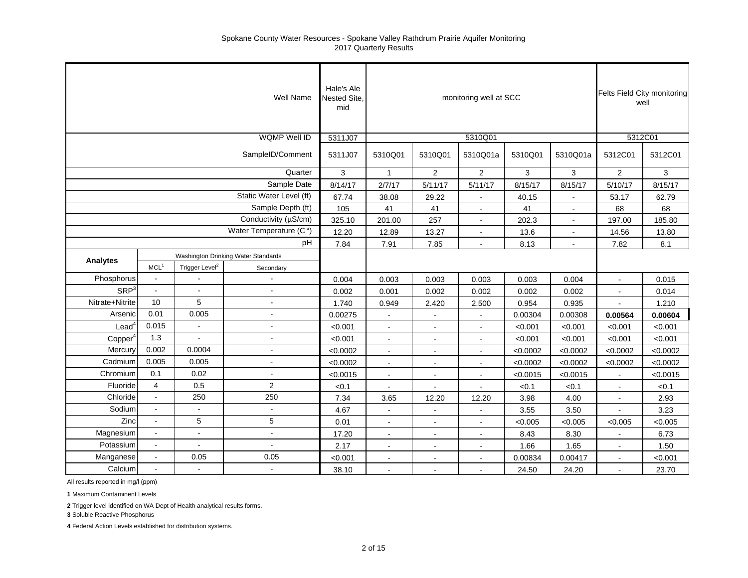Spokane County Water Resources - Spokane Valley Rathdrum Prairie Aquifer Monitoring
2017 Quarterly Results

| | | | Well Name | Hale's Ale Nested Site, mid | monitoring well at SCC | | | | | Felts Field City monitoring well | |
|---|---|---|---|---|---|---|---|---|---|---|---|
| | | | WQMP Well ID | 5311J07 | 5310Q01 | | | | | 5312C01 | |
| | | | SampleID/Comment | 5311J07 | 5310Q01 | 5310Q01 | 5310Q01a | 5310Q01 | 5310Q01a | 5312C01 | 5312C01 |
| | | | Quarter | 3 | 1 | 2 | 2 | 3 | 3 | 2 | 3 |
| | | | Sample Date | 8/14/17 | 2/7/17 | 5/11/17 | 5/11/17 | 8/15/17 | 8/15/17 | 5/10/17 | 8/15/17 |
| | | | Static Water Level (ft) | 67.74 | 38.08 | 29.22 | - | 40.15 | - | 53.17 | 62.79 |
| | | | Sample Depth (ft) | 105 | 41 | 41 | - | 41 | - | 68 | 68 |
| | | | Conductivity (µS/cm) | 325.10 | 201.00 | 257 | - | 202.3 | - | 197.00 | 185.80 |
| | | | Water Temperature (C°) | 12.20 | 12.89 | 13.27 | - | 13.6 | - | 14.56 | 13.80 |
| | | | pH | 7.84 | 7.91 | 7.85 | - | 8.13 | - | 7.82 | 8.1 |
| **Analytes** | Washington Drinking Water Standards | | | | | | | | | | |
| | MCL[1] | Trigger Level[2] | Secondary | | | | | | | | |
| Phosphorus | - | - | - | 0.004 | 0.003 | 0.003 | 0.003 | 0.003 | 0.004 | - | 0.015 |
| SRP[3] | - | - | - | 0.002 | 0.001 | 0.002 | 0.002 | 0.002 | 0.002 | - | 0.014 |
| Nitrate+Nitrite | 10 | 5 | - | 1.740 | 0.949 | 2.420 | 2.500 | 0.954 | 0.935 | - | 1.210 |
| Arsenic | 0.01 | 0.005 | - | 0.00275 | - | - | - | 0.00304 | 0.00308 | **0.00564** | **0.00604** |
| Lead[4] | 0.015 | - | - | <0.001 | - | - | - | <0.001 | <0.001 | <0.001 | <0.001 |
| Copper[4] | 1.3 | - | - | <0.001 | - | - | - | <0.001 | <0.001 | <0.001 | <0.001 |
| Mercury | 0.002 | 0.0004 | - | <0.0002 | - | - | - | <0.0002 | <0.0002 | <0.0002 | <0.0002 |
| Cadmium | 0.005 | 0.005 | - | <0.0002 | - | - | - | <0.0002 | <0.0002 | <0.0002 | <0.0002 |
| Chromium | 0.1 | 0.02 | - | <0.0015 | - | - | - | <0.0015 | <0.0015 | - | <0.0015 |
| Fluoride | 4 | 0.5 | 2 | <0.1 | - | - | - | <0.1 | <0.1 | - | <0.1 |
| Chloride | - | 250 | 250 | 7.34 | 3.65 | 12.20 | 12.20 | 3.98 | 4.00 | - | 2.93 |
| Sodium | - | - | - | 4.67 | - | - | - | 3.55 | 3.50 | - | 3.23 |
| Zinc | - | 5 | 5 | 0.01 | - | - | - | <0.005 | <0.005 | <0.005 | <0.005 |
| Magnesium | - | - | - | 17.20 | - | - | - | 8.43 | 8.30 | - | 6.73 |
| Potassium | - | - | - | 2.17 | - | - | - | 1.66 | 1.65 | - | 1.50 |
| Manganese | - | 0.05 | 0.05 | <0.001 | - | - | - | 0.00834 | 0.00417 | - | <0.001 |
| Calcium | - | - | - | 38.10 | - | - | - | 24.50 | 24.20 | - | 23.70 |

All results reported in mg/l (ppm)

**1** Maximum Contaminent Levels

**2** Trigger level identified on WA Dept of Health analytical results forms.

**3** Soluble Reactive Phosphorus

**4** Federal Action Levels established for distribution systems.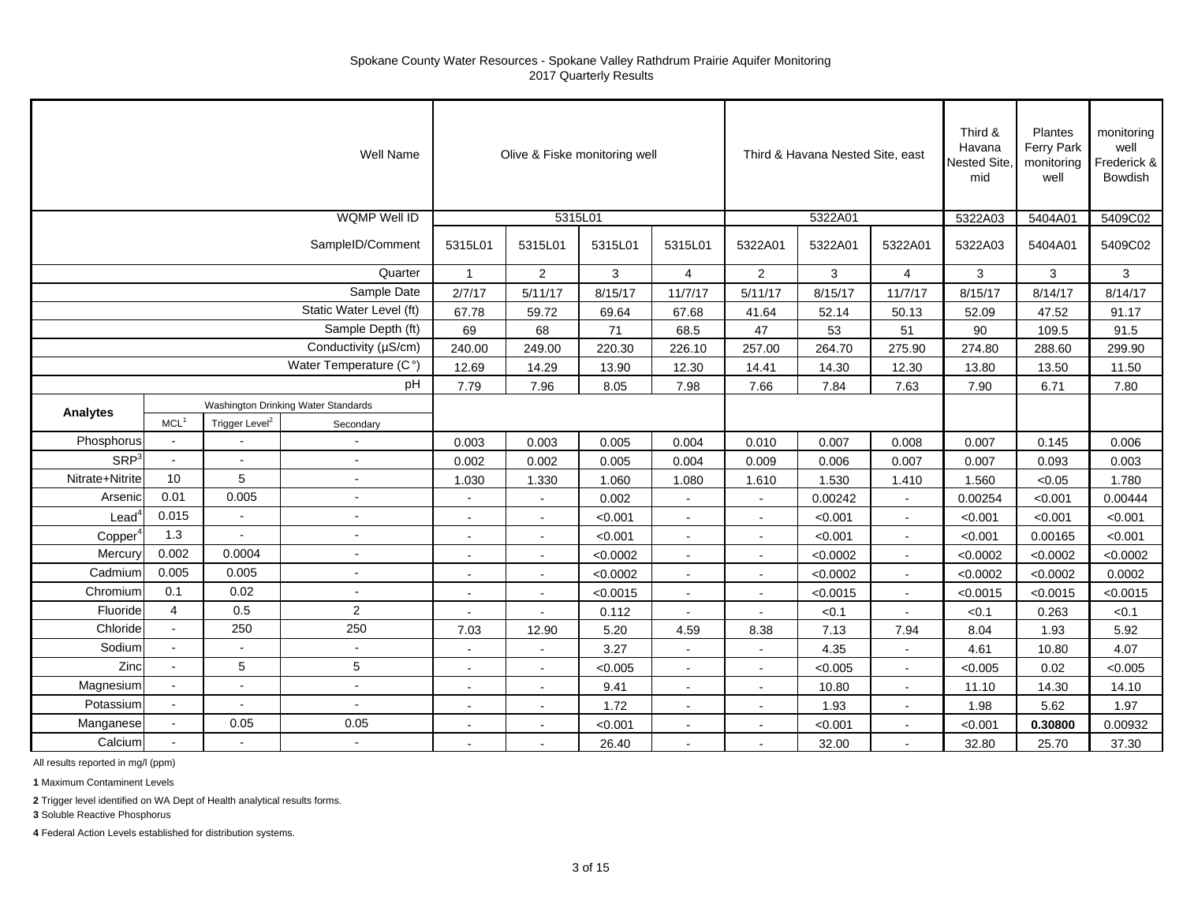Spokane County Water Resources - Spokane Valley Rathdrum Prairie Aquifer Monitoring
2017 Quarterly Results

| | | | Well Name | Olive & Fiske monitoring well | | | | Third & Havana Nested Site, east | | | Third & Havana Nested Site, mid | Plantes Ferry Park monitoring well | monitoring well Frederick & Bowdish |
|---|---|---|---|---|---|---|---|---|---|---|---|---|---|
| | | | WQMP Well ID | 5315L01 | | | | 5322A01 | | | 5322A03 | 5404A01 | 5409C02 |
| | | | SampleID/Comment | 5315L01 | 5315L01 | 5315L01 | 5315L01 | 5322A01 | 5322A01 | 5322A01 | 5322A03 | 5404A01 | 5409C02 |
| | | | Quarter | 1 | 2 | 3 | 4 | 2 | 3 | 4 | 3 | 3 | 3 |
| | | | Sample Date | 2/7/17 | 5/11/17 | 8/15/17 | 11/7/17 | 5/11/17 | 8/15/17 | 11/7/17 | 8/15/17 | 8/14/17 | 8/14/17 |
| | | | Static Water Level (ft) | 67.78 | 59.72 | 69.64 | 67.68 | 41.64 | 52.14 | 50.13 | 52.09 | 47.52 | 91.17 |
| | | | Sample Depth (ft) | 69 | 68 | 71 | 68.5 | 47 | 53 | 51 | 90 | 109.5 | 91.5 |
| | | | Conductivity (µS/cm) | 240.00 | 249.00 | 220.30 | 226.10 | 257.00 | 264.70 | 275.90 | 274.80 | 288.60 | 299.90 |
| | | | Water Temperature (C°) | 12.69 | 14.29 | 13.90 | 12.30 | 14.41 | 14.30 | 12.30 | 13.80 | 13.50 | 11.50 |
| | | | pH | 7.79 | 7.96 | 8.05 | 7.98 | 7.66 | 7.84 | 7.63 | 7.90 | 6.71 | 7.80 |
| Analytes | Washington Drinking Water Standards | | | | | | | | | | | | |
| | MCL[1] | Trigger Level[2] | Secondary | | | | | | | | | | |
| Phosphorus | - | - | - | 0.003 | 0.003 | 0.005 | 0.004 | 0.010 | 0.007 | 0.008 | 0.007 | 0.145 | 0.006 |
| SRP[3] | - | - | - | 0.002 | 0.002 | 0.005 | 0.004 | 0.009 | 0.006 | 0.007 | 0.007 | 0.093 | 0.003 |
| Nitrate+Nitrite | 10 | 5 | - | 1.030 | 1.330 | 1.060 | 1.080 | 1.610 | 1.530 | 1.410 | 1.560 | <0.05 | 1.780 |
| Arsenic | 0.01 | 0.005 | - | - | - | 0.002 | - | - | 0.00242 | - | 0.00254 | <0.001 | 0.00444 |
| Lead[4] | 0.015 | - | - | - | - | <0.001 | - | - | <0.001 | - | <0.001 | <0.001 | <0.001 |
| Copper[4] | 1.3 | - | - | - | - | <0.001 | - | - | <0.001 | - | <0.001 | 0.00165 | <0.001 |
| Mercury | 0.002 | 0.0004 | - | - | - | <0.0002 | - | - | <0.0002 | - | <0.0002 | <0.0002 | <0.0002 |
| Cadmium | 0.005 | 0.005 | - | - | - | <0.0002 | - | - | <0.0002 | - | <0.0002 | <0.0002 | 0.0002 |
| Chromium | 0.1 | 0.02 | - | - | - | <0.0015 | - | - | <0.0015 | - | <0.0015 | <0.0015 | <0.0015 |
| Fluoride | 4 | 0.5 | 2 | - | - | 0.112 | - | - | <0.1 | - | <0.1 | 0.263 | <0.1 |
| Chloride | - | 250 | 250 | 7.03 | 12.90 | 5.20 | 4.59 | 8.38 | 7.13 | 7.94 | 8.04 | 1.93 | 5.92 |
| Sodium | - | - | - | - | - | 3.27 | - | - | 4.35 | - | 4.61 | 10.80 | 4.07 |
| Zinc | - | 5 | 5 | - | - | <0.005 | - | - | <0.005 | - | <0.005 | 0.02 | <0.005 |
| Magnesium | - | - | - | - | - | 9.41 | - | - | 10.80 | - | 11.10 | 14.30 | 14.10 |
| Potassium | - | - | - | - | - | 1.72 | - | - | 1.93 | - | 1.98 | 5.62 | 1.97 |
| Manganese | - | 0.05 | 0.05 | - | - | <0.001 | - | - | <0.001 | - | <0.001 | **0.30800** | 0.00932 |
| Calcium | - | - | - | - | - | 26.40 | - | - | 32.00 | - | 32.80 | 25.70 | 37.30 |

All results reported in mg/l (ppm)

**1** Maximum Contaminent Levels

**2** Trigger level identified on WA Dept of Health analytical results forms.

**3** Soluble Reactive Phosphorus

**4** Federal Action Levels established for distribution systems.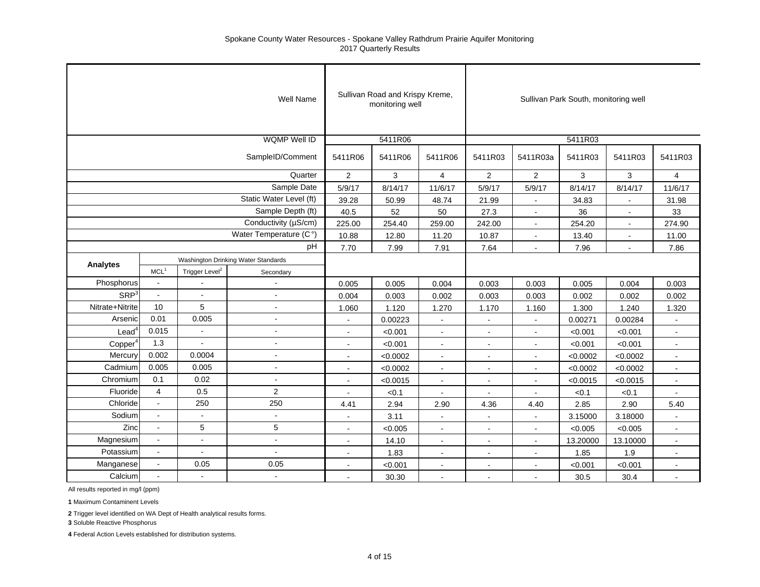Spokane County Water Resources - Spokane Valley Rathdrum Prairie Aquifer Monitoring
2017 Quarterly Results

| | | | Well Name | Sullivan Road and Krispy Kreme, monitoring well | | | Sullivan Park South, monitoring well | | | | |
|---|---|---|---|---|---|---|---|---|---|---|---|
| | | | WQMP Well ID | 5411R06 | | | 5411R03 | | | | |
| | | | SampleID/Comment | 5411R06 | 5411R06 | 5411R06 | 5411R03 | 5411R03a | 5411R03 | 5411R03 | 5411R03 |
| | | | Quarter | 2 | 3 | 4 | 2 | 2 | 3 | 3 | 4 |
| | | | Sample Date | 5/9/17 | 8/14/17 | 11/6/17 | 5/9/17 | 5/9/17 | 8/14/17 | 8/14/17 | 11/6/17 |
| | | | Static Water Level (ft) | 39.28 | 50.99 | 48.74 | 21.99 | - | 34.83 | - | 31.98 |
| | | | Sample Depth (ft) | 40.5 | 52 | 50 | 27.3 | - | 36 | - | 33 |
| | | | Conductivity (µS/cm) | 225.00 | 254.40 | 259.00 | 242.00 | - | 254.20 | - | 274.90 |
| | | | Water Temperature (C°) | 10.88 | 12.80 | 11.20 | 10.87 | - | 13.40 | - | 11.00 |
| | | | pH | 7.70 | 7.99 | 7.91 | 7.64 | - | 7.96 | - | 7.86 |
| Analytes | Washington Drinking Water Standards | | | | | | | | | | |
| | MCL[1] | Trigger Level[2] | Secondary | | | | | | | | |
| Phosphorus | - | - | - | 0.005 | 0.005 | 0.004 | 0.003 | 0.003 | 0.005 | 0.004 | 0.003 |
| SRP[3] | - | - | - | 0.004 | 0.003 | 0.002 | 0.003 | 0.003 | 0.002 | 0.002 | 0.002 |
| Nitrate+Nitrite | 10 | 5 | - | 1.060 | 1.120 | 1.270 | 1.170 | 1.160 | 1.300 | 1.240 | 1.320 |
| Arsenic | 0.01 | 0.005 | - | - | 0.00223 | - | - | - | 0.00271 | 0.00284 | - |
| Lead[4] | 0.015 | - | - | - | <0.001 | - | - | - | <0.001 | <0.001 | - |
| Copper[4] | 1.3 | - | - | - | <0.001 | - | - | - | <0.001 | <0.001 | - |
| Mercury | 0.002 | 0.0004 | - | - | <0.0002 | - | - | - | <0.0002 | <0.0002 | - |
| Cadmium | 0.005 | 0.005 | - | - | <0.0002 | - | - | - | <0.0002 | <0.0002 | - |
| Chromium | 0.1 | 0.02 | - | - | <0.0015 | - | - | - | <0.0015 | <0.0015 | - |
| Fluoride | 4 | 0.5 | 2 | - | <0.1 | - | - | - | <0.1 | <0.1 | - |
| Chloride | - | 250 | 250 | 4.41 | 2.94 | 2.90 | 4.36 | 4.40 | 2.85 | 2.90 | 5.40 |
| Sodium | - | - | - | - | 3.11 | - | - | - | 3.15000 | 3.18000 | - |
| Zinc | - | 5 | 5 | - | <0.005 | - | - | - | <0.005 | <0.005 | - |
| Magnesium | - | - | - | - | 14.10 | - | - | - | 13.20000 | 13.10000 | - |
| Potassium | - | - | - | - | 1.83 | - | - | - | 1.85 | 1.9 | - |
| Manganese | - | 0.05 | 0.05 | - | <0.001 | - | - | - | <0.001 | <0.001 | - |
| Calcium | - | - | - | - | 30.30 | - | - | - | 30.5 | 30.4 | - |

All results reported in mg/l (ppm)

**1** Maximum Contaminent Levels

**2** Trigger level identified on WA Dept of Health analytical results forms.

**3** Soluble Reactive Phosphorus

**4** Federal Action Levels established for distribution systems.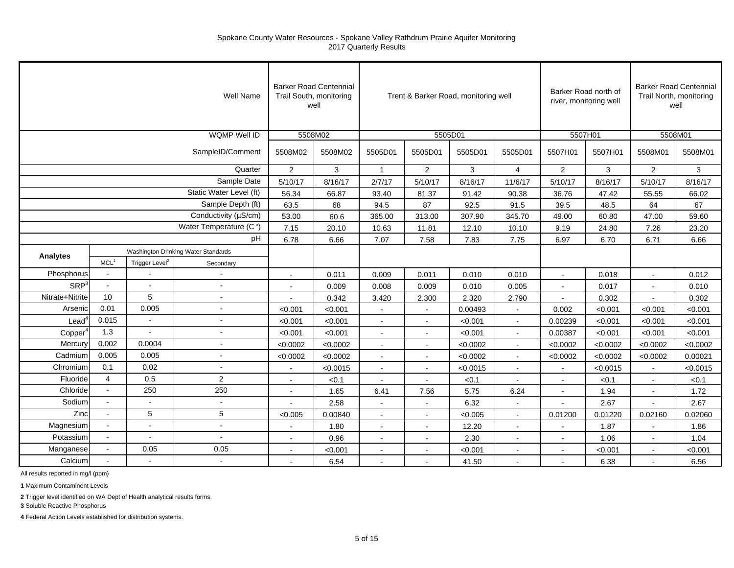Spokane County Water Resources - Spokane Valley Rathdrum Prairie Aquifer Monitoring
2017 Quarterly Results

| | | | Well Name | Barker Road Centennial Trail South, monitoring well | | Trent & Barker Road, monitoring well | | | | Barker Road north of river, monitoring well | | Barker Road Centennial Trail North, monitoring well | |
|---|---|---|---|---|---|---|---|---|---|---|---|---|---|
| | | | WQMP Well ID | 5508M02 | | 5505D01 | | | | 5507H01 | | 5508M01 | |
| | | | SampleID/Comment | 5508M02 | 5508M02 | 5505D01 | 5505D01 | 5505D01 | 5505D01 | 5507H01 | 5507H01 | 5508M01 | 5508M01 |
| | | | Quarter | 2 | 3 | 1 | 2 | 3 | 4 | 2 | 3 | 2 | 3 |
| | | | Sample Date | 5/10/17 | 8/16/17 | 2/7/17 | 5/10/17 | 8/16/17 | 11/6/17 | 5/10/17 | 8/16/17 | 5/10/17 | 8/16/17 |
| | | | Static Water Level (ft) | 56.34 | 66.87 | 93.40 | 81.37 | 91.42 | 90.38 | 36.76 | 47.42 | 55.55 | 66.02 |
| | | | Sample Depth (ft) | 63.5 | 68 | 94.5 | 87 | 92.5 | 91.5 | 39.5 | 48.5 | 64 | 67 |
| | | | Conductivity (µS/cm) | 53.00 | 60.6 | 365.00 | 313.00 | 307.90 | 345.70 | 49.00 | 60.80 | 47.00 | 59.60 |
| | | | Water Temperature (C°) | 7.15 | 20.10 | 10.63 | 11.81 | 12.10 | 10.10 | 9.19 | 24.80 | 7.26 | 23.20 |
| | | | pH | 6.78 | 6.66 | 7.07 | 7.58 | 7.83 | 7.75 | 6.97 | 6.70 | 6.71 | 6.66 |
| **Analytes** | Washington Drinking Water Standards | | | | | | | | | | | | |
| | MCL[1] | Trigger Level[2] | Secondary | | | | | | | | | | |
| Phosphorus | - | - | - | - | 0.011 | 0.009 | 0.011 | 0.010 | 0.010 | - | 0.018 | - | 0.012 |
| SRP[3] | - | - | - | - | 0.009 | 0.008 | 0.009 | 0.010 | 0.005 | - | 0.017 | - | 0.010 |
| Nitrate+Nitrite | 10 | 5 | - | - | 0.342 | 3.420 | 2.300 | 2.320 | 2.790 | - | 0.302 | - | 0.302 |
| Arsenic | 0.01 | 0.005 | - | <0.001 | <0.001 | - | - | 0.00493 | - | 0.002 | <0.001 | <0.001 | <0.001 |
| Lead[4] | 0.015 | - | - | <0.001 | <0.001 | - | - | <0.001 | - | 0.00239 | <0.001 | <0.001 | <0.001 |
| Copper[4] | 1.3 | - | - | <0.001 | <0.001 | - | - | <0.001 | - | 0.00387 | <0.001 | <0.001 | <0.001 |
| Mercury | 0.002 | 0.0004 | - | <0.0002 | <0.0002 | - | - | <0.0002 | - | <0.0002 | <0.0002 | <0.0002 | <0.0002 |
| Cadmium | 0.005 | 0.005 | - | <0.0002 | <0.0002 | - | - | <0.0002 | - | <0.0002 | <0.0002 | <0.0002 | 0.00021 |
| Chromium | 0.1 | 0.02 | - | - | <0.0015 | - | - | <0.0015 | - | - | <0.0015 | - | <0.0015 |
| Fluoride | 4 | 0.5 | 2 | - | <0.1 | - | - | <0.1 | - | - | <0.1 | - | <0.1 |
| Chloride | - | 250 | 250 | - | 1.65 | 6.41 | 7.56 | 5.75 | 6.24 | - | 1.94 | - | 1.72 |
| Sodium | - | - | - | - | 2.58 | - | - | 6.32 | - | - | 2.67 | - | 2.67 |
| Zinc | - | 5 | 5 | <0.005 | 0.00840 | - | - | <0.005 | - | 0.01200 | 0.01220 | 0.02160 | 0.02060 |
| Magnesium | - | - | - | - | 1.80 | - | - | 12.20 | - | - | 1.87 | - | 1.86 |
| Potassium | - | - | - | - | 0.96 | - | - | 2.30 | - | - | 1.06 | - | 1.04 |
| Manganese | - | 0.05 | 0.05 | - | <0.001 | - | - | <0.001 | - | - | <0.001 | - | <0.001 |
| Calcium | - | - | - | - | 6.54 | - | - | 41.50 | - | - | 6.38 | - | 6.56 |

All results reported in mg/l (ppm)

**1** Maximum Contaminent Levels

**2** Trigger level identified on WA Dept of Health analytical results forms.

**3** Soluble Reactive Phosphorus

**4** Federal Action Levels established for distribution systems.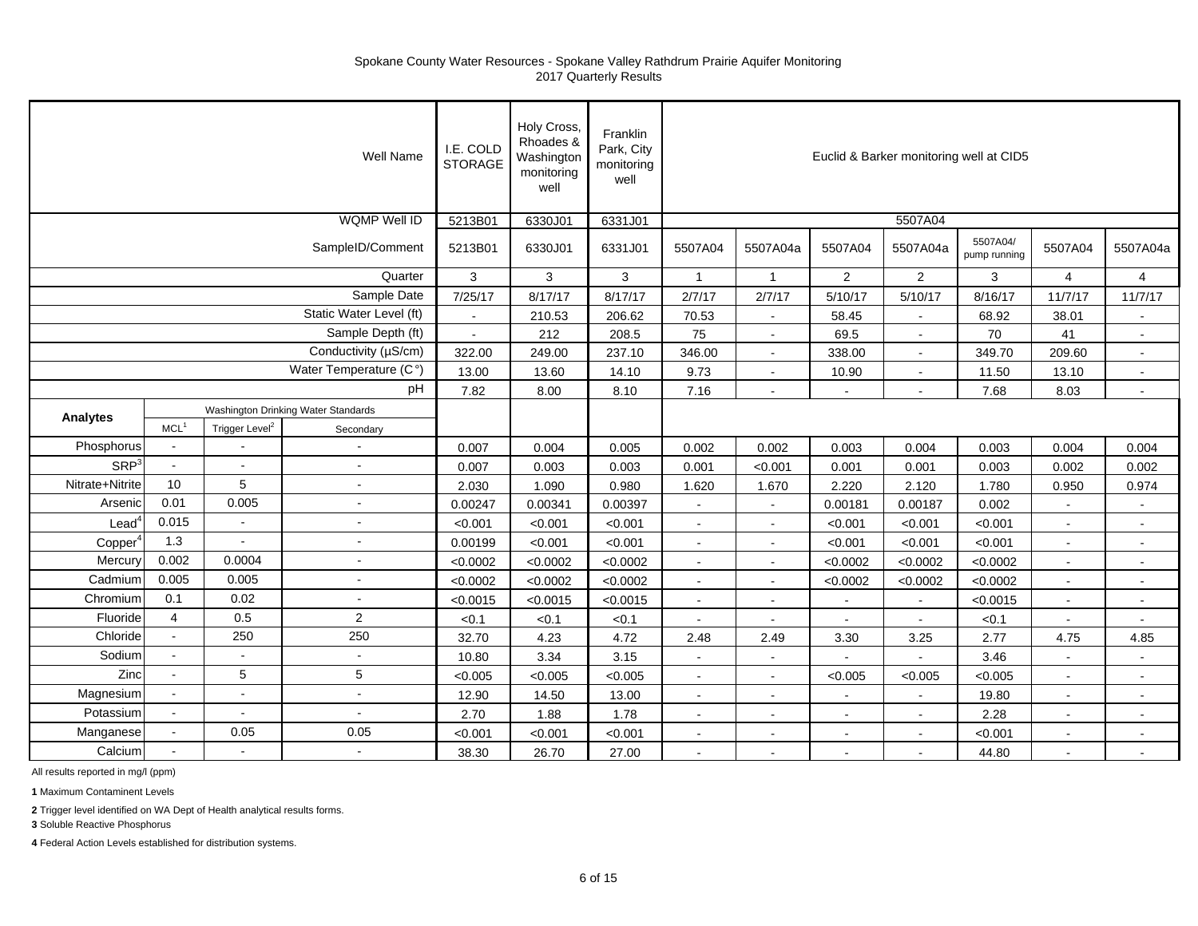Spokane County Water Resources - Spokane Valley Rathdrum Prairie Aquifer Monitoring
2017 Quarterly Results

| | | | Well Name | I.E. COLD STORAGE | Holy Cross, Rhoades & Washington monitoring well | Franklin Park, City monitoring well | Euclid & Barker monitoring well at CID5 | | | | | | |
|---|---|---|---|---|---|---|---|---|---|---|---|---|---|
| | | | WQMP Well ID | 5213B01 | 6330J01 | 6331J01 | 5507A04 | | | | | | |
| | | | SampleID/Comment | 5213B01 | 6330J01 | 6331J01 | 5507A04 | 5507A04a | 5507A04 | 5507A04a | 5507A04/ pump running | 5507A04 | 5507A04a |
| | | | Quarter | 3 | 3 | 3 | 1 | 1 | 2 | 2 | 3 | 4 | 4 |
| | | | Sample Date | 7/25/17 | 8/17/17 | 8/17/17 | 2/7/17 | 2/7/17 | 5/10/17 | 5/10/17 | 8/16/17 | 11/7/17 | 11/7/17 |
| | | | Static Water Level (ft) | - | 210.53 | 206.62 | 70.53 | - | 58.45 | - | 68.92 | 38.01 | - |
| | | | Sample Depth (ft) | - | 212 | 208.5 | 75 | - | 69.5 | - | 70 | 41 | - |
| | | | Conductivity (µS/cm) | 322.00 | 249.00 | 237.10 | 346.00 | - | 338.00 | - | 349.70 | 209.60 | - |
| | | | Water Temperature (C°) | 13.00 | 13.60 | 14.10 | 9.73 | - | 10.90 | - | 11.50 | 13.10 | - |
| | | | pH | 7.82 | 8.00 | 8.10 | 7.16 | - | - | - | 7.68 | 8.03 | - |
| **Analytes** | Washington Drinking Water Standards | | | | | | | | | | | | |
| | MCL[1] | Trigger Level[2] | Secondary | | | | | | | | | | |
| Phosphorus | - | - | - | 0.007 | 0.004 | 0.005 | 0.002 | 0.002 | 0.003 | 0.004 | 0.003 | 0.004 | 0.004 |
| SRP[3] | - | - | - | 0.007 | 0.003 | 0.003 | 0.001 | <0.001 | 0.001 | 0.001 | 0.003 | 0.002 | 0.002 |
| Nitrate+Nitrite | 10 | 5 | - | 2.030 | 1.090 | 0.980 | 1.620 | 1.670 | 2.220 | 2.120 | 1.780 | 0.950 | 0.974 |
| Arsenic | 0.01 | 0.005 | - | 0.00247 | 0.00341 | 0.00397 | - | - | 0.00181 | 0.00187 | 0.002 | - | - |
| Lead[4] | 0.015 | - | - | <0.001 | <0.001 | <0.001 | - | - | <0.001 | <0.001 | <0.001 | - | - |
| Copper[4] | 1.3 | - | - | 0.00199 | <0.001 | <0.001 | - | - | <0.001 | <0.001 | <0.001 | - | - |
| Mercury | 0.002 | 0.0004 | - | <0.0002 | <0.0002 | <0.0002 | - | - | <0.0002 | <0.0002 | <0.0002 | - | - |
| Cadmium | 0.005 | 0.005 | - | <0.0002 | <0.0002 | <0.0002 | - | - | <0.0002 | <0.0002 | <0.0002 | - | - |
| Chromium | 0.1 | 0.02 | - | <0.0015 | <0.0015 | <0.0015 | - | - | - | - | <0.0015 | - | - |
| Fluoride | 4 | 0.5 | 2 | <0.1 | <0.1 | <0.1 | - | - | - | - | <0.1 | - | - |
| Chloride | - | 250 | 250 | 32.70 | 4.23 | 4.72 | 2.48 | 2.49 | 3.30 | 3.25 | 2.77 | 4.75 | 4.85 |
| Sodium | - | - | - | 10.80 | 3.34 | 3.15 | - | - | - | - | 3.46 | - | - |
| Zinc | - | 5 | 5 | <0.005 | <0.005 | <0.005 | - | - | <0.005 | <0.005 | <0.005 | - | - |
| Magnesium | - | - | - | 12.90 | 14.50 | 13.00 | - | - | - | - | 19.80 | - | - |
| Potassium | - | - | - | 2.70 | 1.88 | 1.78 | - | - | - | - | 2.28 | - | - |
| Manganese | - | 0.05 | 0.05 | <0.001 | <0.001 | <0.001 | - | - | - | - | <0.001 | - | - |
| Calcium | - | - | - | 38.30 | 26.70 | 27.00 | - | - | - | - | 44.80 | - | - |

All results reported in mg/l (ppm)

**1** Maximum Contaminent Levels

**2** Trigger level identified on WA Dept of Health analytical results forms.

**3** Soluble Reactive Phosphorus

**4** Federal Action Levels established for distribution systems.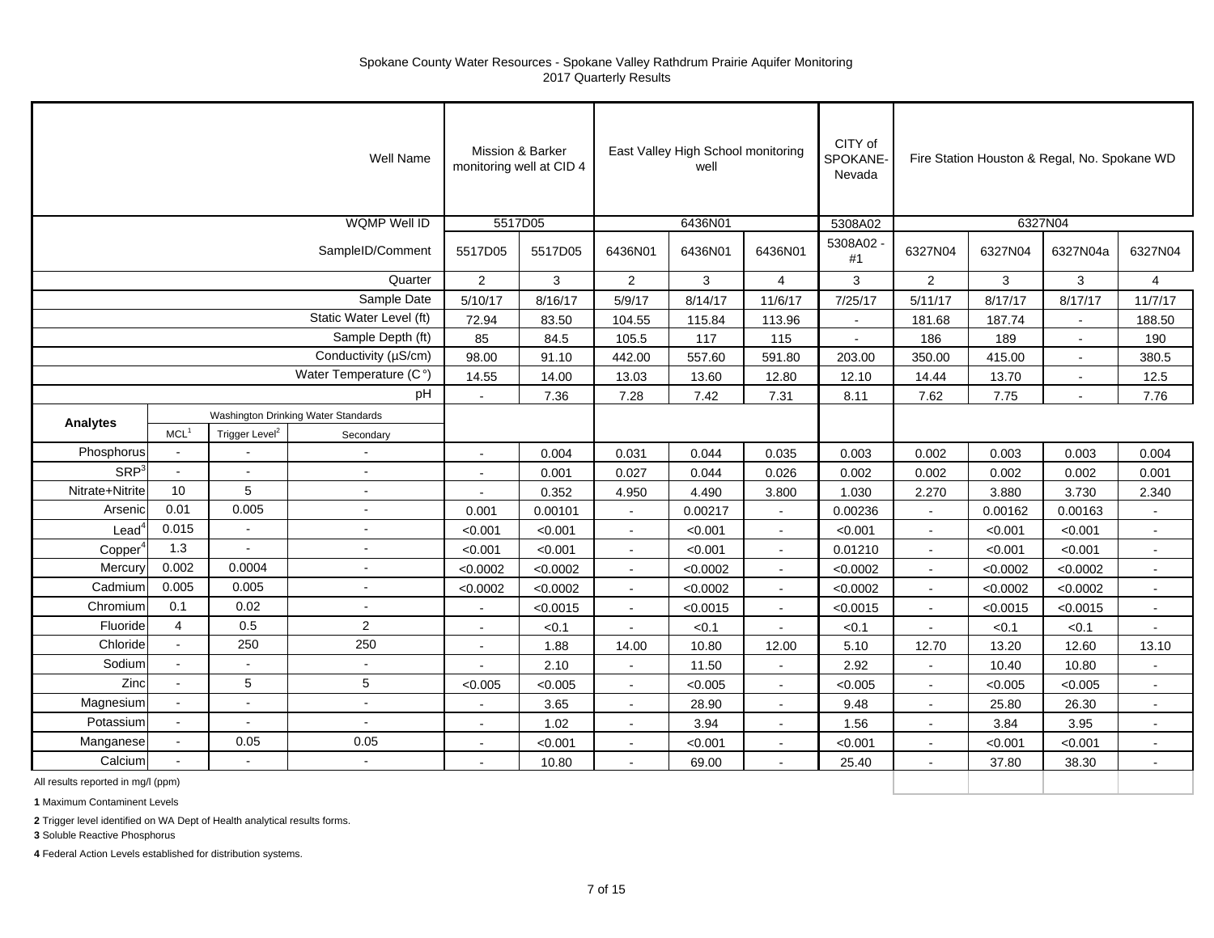Spokane County Water Resources - Spokane Valley Rathdrum Prairie Aquifer Monitoring
2017 Quarterly Results

| | | | Well Name | Mission & Barker monitoring well at CID 4 | | East Valley High School monitoring well | | | CITY of SPOKANE-Nevada | Fire Station Houston & Regal, No. Spokane WD | | | |
|---|---|---|---|---|---|---|---|---|---|---|---|---|---|
| | | | WQMP Well ID | 5517D05 | | 6436N01 | | | 5308A02 | 6327N04 | | | |
| | | | SampleID/Comment | 5517D05 | 5517D05 | 6436N01 | 6436N01 | 6436N01 | 5308A02 - #1 | 6327N04 | 6327N04 | 6327N04a | 6327N04 |
| | | | Quarter | 2 | 3 | 2 | 3 | 4 | 3 | 2 | 3 | 3 | 4 |
| | | | Sample Date | 5/10/17 | 8/16/17 | 5/9/17 | 8/14/17 | 11/6/17 | 7/25/17 | 5/11/17 | 8/17/17 | 8/17/17 | 11/7/17 |
| | | | Static Water Level (ft) | 72.94 | 83.50 | 104.55 | 115.84 | 113.96 | - | 181.68 | 187.74 | - | 188.50 |
| | | | Sample Depth (ft) | 85 | 84.5 | 105.5 | 117 | 115 | - | 186 | 189 | - | 190 |
| | | | Conductivity (µS/cm) | 98.00 | 91.10 | 442.00 | 557.60 | 591.80 | 203.00 | 350.00 | 415.00 | - | 380.5 |
| | | | Water Temperature (C°) | 14.55 | 14.00 | 13.03 | 13.60 | 12.80 | 12.10 | 14.44 | 13.70 | - | 12.5 |
| | | | pH | - | 7.36 | 7.28 | 7.42 | 7.31 | 8.11 | 7.62 | 7.75 | - | 7.76 |
| **Analytes** | Washington Drinking Water Standards | | | | | | | | | | | | |
| | MCL[1] | Trigger Level[2] | Secondary | | | | | | | | | | |
| Phosphorus | - | - | - | - | 0.004 | 0.031 | 0.044 | 0.035 | 0.003 | 0.002 | 0.003 | 0.003 | 0.004 |
| SRP[3] | - | - | - | - | 0.001 | 0.027 | 0.044 | 0.026 | 0.002 | 0.002 | 0.002 | 0.002 | 0.001 |
| Nitrate+Nitrite | 10 | 5 | - | - | 0.352 | 4.950 | 4.490 | 3.800 | 1.030 | 2.270 | 3.880 | 3.730 | 2.340 |
| Arsenic | 0.01 | 0.005 | - | 0.001 | 0.00101 | - | 0.00217 | - | 0.00236 | - | 0.00162 | 0.00163 | - |
| Lead[4] | 0.015 | - | - | <0.001 | <0.001 | - | <0.001 | - | <0.001 | - | <0.001 | <0.001 | - |
| Copper[4] | 1.3 | - | - | <0.001 | <0.001 | - | <0.001 | - | 0.01210 | - | <0.001 | <0.001 | - |
| Mercury | 0.002 | 0.0004 | - | <0.0002 | <0.0002 | - | <0.0002 | - | <0.0002 | - | <0.0002 | <0.0002 | - |
| Cadmium | 0.005 | 0.005 | - | <0.0002 | <0.0002 | - | <0.0002 | - | <0.0002 | - | <0.0002 | <0.0002 | - |
| Chromium | 0.1 | 0.02 | - | - | <0.0015 | - | <0.0015 | - | <0.0015 | - | <0.0015 | <0.0015 | - |
| Fluoride | 4 | 0.5 | 2 | - | <0.1 | - | <0.1 | - | <0.1 | - | <0.1 | <0.1 | - |
| Chloride | - | 250 | 250 | - | 1.88 | 14.00 | 10.80 | 12.00 | 5.10 | 12.70 | 13.20 | 12.60 | 13.10 |
| Sodium | - | - | - | - | 2.10 | - | 11.50 | - | 2.92 | - | 10.40 | 10.80 | - |
| Zinc | - | 5 | 5 | <0.005 | <0.005 | - | <0.005 | - | <0.005 | - | <0.005 | <0.005 | - |
| Magnesium | - | - | - | - | 3.65 | - | 28.90 | - | 9.48 | - | 25.80 | 26.30 | - |
| Potassium | - | - | - | - | 1.02 | - | 3.94 | - | 1.56 | - | 3.84 | 3.95 | - |
| Manganese | - | 0.05 | 0.05 | - | <0.001 | - | <0.001 | - | <0.001 | - | <0.001 | <0.001 | - |
| Calcium | - | - | - | - | 10.80 | - | 69.00 | - | 25.40 | - | 37.80 | 38.30 | - |

All results reported in mg/l (ppm)

**1** Maximum Contaminent Levels

**2** Trigger level identified on WA Dept of Health analytical results forms.

**3** Soluble Reactive Phosphorus

**4** Federal Action Levels established for distribution systems.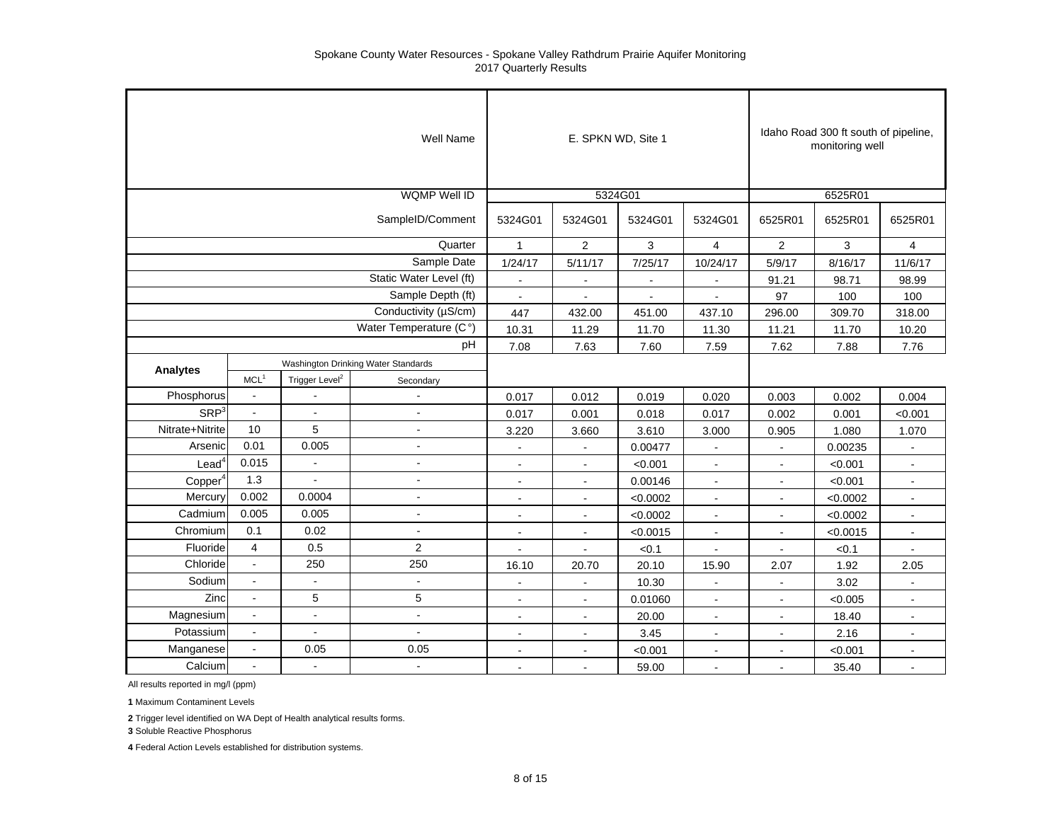Spokane County Water Resources - Spokane Valley Rathdrum Prairie Aquifer Monitoring
2017 Quarterly Results

| | | | Well Name | E. SPKN WD, Site 1 | | | | Idaho Road 300 ft south of pipeline, monitoring well | | |
|---|---|---|---|---|---|---|---|---|---|---|
| | | | WQMP Well ID | 5324G01 | | | | 6525R01 | | |
| | | | SampleID/Comment | 5324G01 | 5324G01 | 5324G01 | 5324G01 | 6525R01 | 6525R01 | 6525R01 |
| | | | Quarter | 1 | 2 | 3 | 4 | 2 | 3 | 4 |
| | | | Sample Date | 1/24/17 | 5/11/17 | 7/25/17 | 10/24/17 | 5/9/17 | 8/16/17 | 11/6/17 |
| | | | Static Water Level (ft) | - | - | - | - | 91.21 | 98.71 | 98.99 |
| | | | Sample Depth (ft) | - | - | - | - | 97 | 100 | 100 |
| | | | Conductivity (µS/cm) | 447 | 432.00 | 451.00 | 437.10 | 296.00 | 309.70 | 318.00 |
| | | | Water Temperature (C°) | 10.31 | 11.29 | 11.70 | 11.30 | 11.21 | 11.70 | 10.20 |
| | | | pH | 7.08 | 7.63 | 7.60 | 7.59 | 7.62 | 7.88 | 7.76 |
| **Analytes** | Washington Drinking Water Standards | | | | | | | | | |
| | MCL[1] | Trigger Level[2] | Secondary | | | | | | | |
| Phosphorus | - | - | - | 0.017 | 0.012 | 0.019 | 0.020 | 0.003 | 0.002 | 0.004 |
| SRP[3] | - | - | - | 0.017 | 0.001 | 0.018 | 0.017 | 0.002 | 0.001 | <0.001 |
| Nitrate+Nitrite | 10 | 5 | - | 3.220 | 3.660 | 3.610 | 3.000 | 0.905 | 1.080 | 1.070 |
| Arsenic | 0.01 | 0.005 | - | - | - | 0.00477 | - | - | 0.00235 | - |
| Lead[4] | 0.015 | - | - | - | - | <0.001 | - | - | <0.001 | - |
| Copper[4] | 1.3 | - | - | - | - | 0.00146 | - | - | <0.001 | - |
| Mercury | 0.002 | 0.0004 | - | - | - | <0.0002 | - | - | <0.0002 | - |
| Cadmium | 0.005 | 0.005 | - | - | - | <0.0002 | - | - | <0.0002 | - |
| Chromium | 0.1 | 0.02 | - | - | - | <0.0015 | - | - | <0.0015 | - |
| Fluoride | 4 | 0.5 | 2 | - | - | <0.1 | - | - | <0.1 | - |
| Chloride | - | 250 | 250 | 16.10 | 20.70 | 20.10 | 15.90 | 2.07 | 1.92 | 2.05 |
| Sodium | - | - | - | - | - | 10.30 | - | - | 3.02 | - |
| Zinc | - | 5 | 5 | - | - | 0.01060 | - | - | <0.005 | - |
| Magnesium | - | - | - | - | - | 20.00 | - | - | 18.40 | - |
| Potassium | - | - | - | - | - | 3.45 | - | - | 2.16 | - |
| Manganese | - | 0.05 | 0.05 | - | - | <0.001 | - | - | <0.001 | - |
| Calcium | - | - | - | - | - | 59.00 | - | - | 35.40 | - |

All results reported in mg/l (ppm)

**1** Maximum Contaminent Levels

**2** Trigger level identified on WA Dept of Health analytical results forms.

**3** Soluble Reactive Phosphorus

**4** Federal Action Levels established for distribution systems.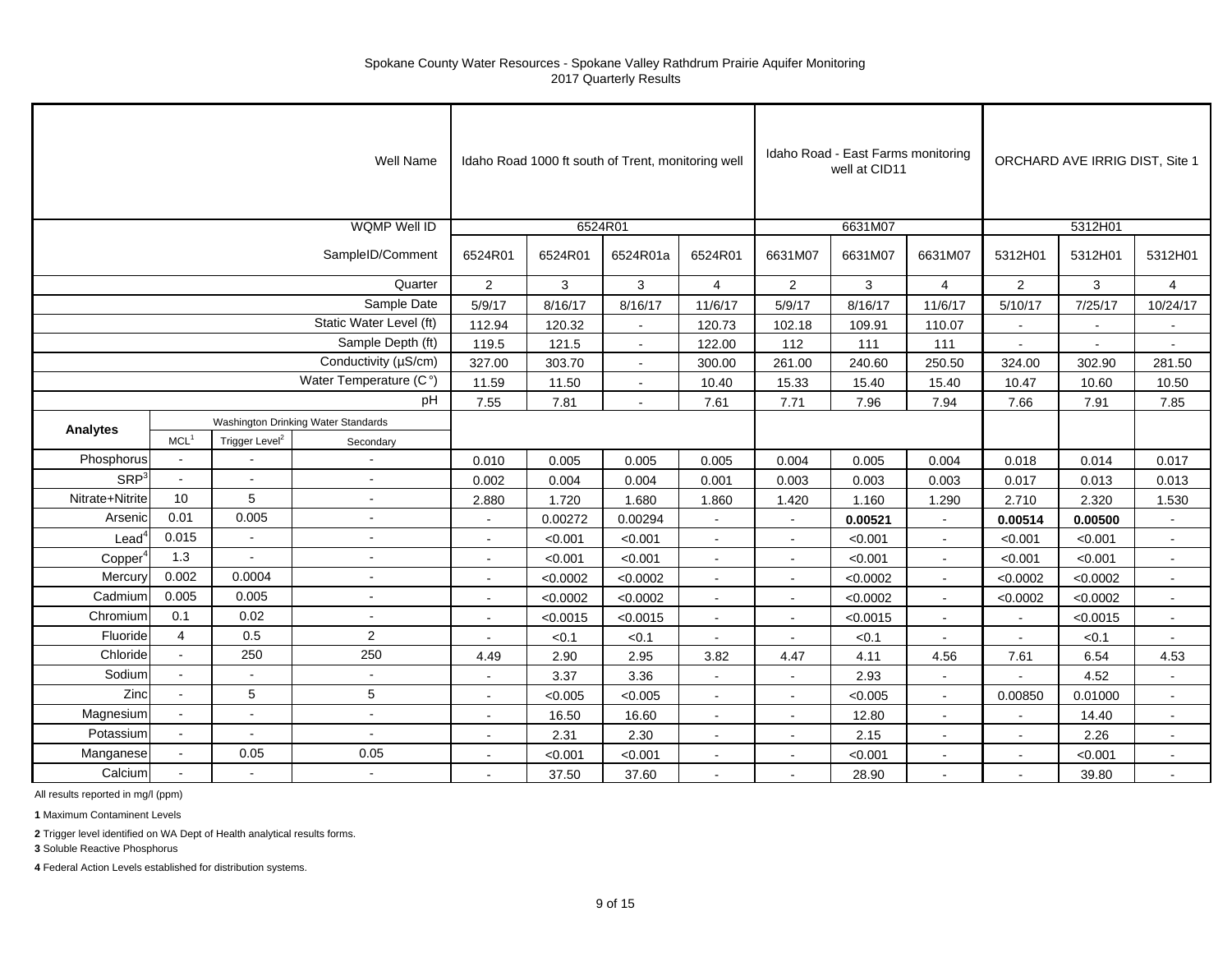Spokane County Water Resources - Spokane Valley Rathdrum Prairie Aquifer Monitoring
2017 Quarterly Results

| | | | Well Name | Idaho Road 1000 ft south of Trent, monitoring well | | | | Idaho Road - East Farms monitoring well at CID11 | | | ORCHARD AVE IRRIG DIST, Site 1 | | |
|---|---|---|---|---|---|---|---|---|---|---|---|---|---|
| | | | WQMP Well ID | 6524R01 | | | | 6631M07 | | | 5312H01 | | |
| | | | SampleID/Comment | 6524R01 | 6524R01 | 6524R01a | 6524R01 | 6631M07 | 6631M07 | 6631M07 | 5312H01 | 5312H01 | 5312H01 |
| | | | Quarter | 2 | 3 | 3 | 4 | 2 | 3 | 4 | 2 | 3 | 4 |
| | | | Sample Date | 5/9/17 | 8/16/17 | 8/16/17 | 11/6/17 | 5/9/17 | 8/16/17 | 11/6/17 | 5/10/17 | 7/25/17 | 10/24/17 |
| | | | Static Water Level (ft) | 112.94 | 120.32 | - | 120.73 | 102.18 | 109.91 | 110.07 | - | - | - |
| | | | Sample Depth (ft) | 119.5 | 121.5 | - | 122.00 | 112 | 111 | 111 | - | - | - |
| | | | Conductivity (µS/cm) | 327.00 | 303.70 | - | 300.00 | 261.00 | 240.60 | 250.50 | 324.00 | 302.90 | 281.50 |
| | | | Water Temperature (C°) | 11.59 | 11.50 | - | 10.40 | 15.33 | 15.40 | 15.40 | 10.47 | 10.60 | 10.50 |
| | | | pH | 7.55 | 7.81 | - | 7.61 | 7.71 | 7.96 | 7.94 | 7.66 | 7.91 | 7.85 |
| **Analytes** | Washington Drinking Water Standards | | | | | | | | | | | | |
| | MCL[1] | Trigger Level[2] | Secondary | | | | | | | | | | |
| Phosphorus | - | - | - | 0.010 | 0.005 | 0.005 | 0.005 | 0.004 | 0.005 | 0.004 | 0.018 | 0.014 | 0.017 |
| SRP[3] | - | - | - | 0.002 | 0.004 | 0.004 | 0.001 | 0.003 | 0.003 | 0.003 | 0.017 | 0.013 | 0.013 |
| Nitrate+Nitrite | 10 | 5 | - | 2.880 | 1.720 | 1.680 | 1.860 | 1.420 | 1.160 | 1.290 | 2.710 | 2.320 | 1.530 |
| Arsenic | 0.01 | 0.005 | - | - | 0.00272 | 0.00294 | - | - | **0.00521** | - | **0.00514** | **0.00500** | - |
| Lead[4] | 0.015 | - | - | - | <0.001 | <0.001 | - | - | <0.001 | - | <0.001 | <0.001 | - |
| Copper[4] | 1.3 | - | - | - | <0.001 | <0.001 | - | - | <0.001 | - | <0.001 | <0.001 | - |
| Mercury | 0.002 | 0.0004 | - | - | <0.0002 | <0.0002 | - | - | <0.0002 | - | <0.0002 | <0.0002 | - |
| Cadmium | 0.005 | 0.005 | - | - | <0.0002 | <0.0002 | - | - | <0.0002 | - | <0.0002 | <0.0002 | - |
| Chromium | 0.1 | 0.02 | - | - | <0.0015 | <0.0015 | - | - | <0.0015 | - | - | <0.0015 | - |
| Fluoride | 4 | 0.5 | 2 | - | <0.1 | <0.1 | - | - | <0.1 | - | - | <0.1 | - |
| Chloride | - | 250 | 250 | 4.49 | 2.90 | 2.95 | 3.82 | 4.47 | 4.11 | 4.56 | 7.61 | 6.54 | 4.53 |
| Sodium | - | - | - | - | 3.37 | 3.36 | - | - | 2.93 | - | - | 4.52 | - |
| Zinc | - | 5 | 5 | - | <0.005 | <0.005 | - | - | <0.005 | - | 0.00850 | 0.01000 | - |
| Magnesium | - | - | - | - | 16.50 | 16.60 | - | - | 12.80 | - | - | 14.40 | - |
| Potassium | - | - | - | - | 2.31 | 2.30 | - | - | 2.15 | - | - | 2.26 | - |
| Manganese | - | 0.05 | 0.05 | - | <0.001 | <0.001 | - | - | <0.001 | - | - | <0.001 | - |
| Calcium | - | - | - | - | 37.50 | 37.60 | - | - | 28.90 | - | - | 39.80 | - |

All results reported in mg/l (ppm)

**1** Maximum Contaminent Levels

**2** Trigger level identified on WA Dept of Health analytical results forms.

**3** Soluble Reactive Phosphorus

**4** Federal Action Levels established for distribution systems.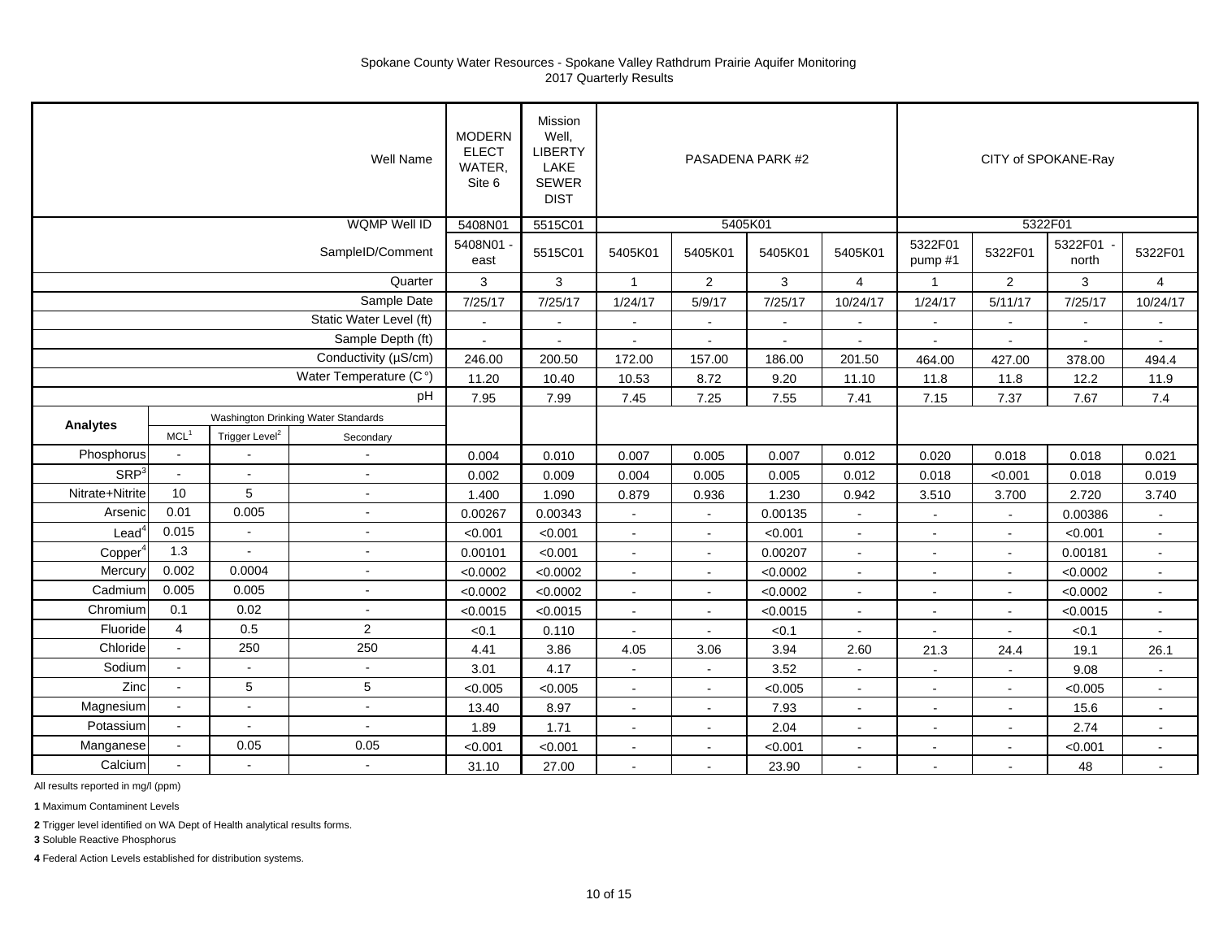Spokane County Water Resources - Spokane Valley Rathdrum Prairie Aquifer Monitoring
2017 Quarterly Results

| | | | Well Name | MODERN ELECT WATER, Site 6 | Mission Well, LIBERTY LAKE SEWER DIST | PASADENA PARK #2 | | | | CITY of SPOKANE-Ray | | | |
|---|---|---|---|---|---|---|---|---|---|---|---|---|---|
| | | | WQMP Well ID | 5408N01 | 5515C01 | 5405K01 | | | | 5322F01 | | | |
| | | | SampleID/Comment | 5408N01 - east | 5515C01 | 5405K01 | 5405K01 | 5405K01 | 5405K01 | 5322F01 pump #1 | 5322F01 | 5322F01 - north | 5322F01 |
| | | | Quarter | 3 | 3 | 1 | 2 | 3 | 4 | 1 | 2 | 3 | 4 |
| | | | Sample Date | 7/25/17 | 7/25/17 | 1/24/17 | 5/9/17 | 7/25/17 | 10/24/17 | 1/24/17 | 5/11/17 | 7/25/17 | 10/24/17 |
| | | | Static Water Level (ft) | - | - | - | - | - | - | - | - | - | - |
| | | | Sample Depth (ft) | - | - | - | - | - | - | - | - | - | - |
| | | | Conductivity (µS/cm) | 246.00 | 200.50 | 172.00 | 157.00 | 186.00 | 201.50 | 464.00 | 427.00 | 378.00 | 494.4 |
| | | | Water Temperature (C°) | 11.20 | 10.40 | 10.53 | 8.72 | 9.20 | 11.10 | 11.8 | 11.8 | 12.2 | 11.9 |
| | | | pH | 7.95 | 7.99 | 7.45 | 7.25 | 7.55 | 7.41 | 7.15 | 7.37 | 7.67 | 7.4 |
| **Analytes** | Washington Drinking Water Standards | | | | | | | | | | | | |
| | MCL[1] | Trigger Level[2] | Secondary | | | | | | | | | | |
| Phosphorus | - | - | - | 0.004 | 0.010 | 0.007 | 0.005 | 0.007 | 0.012 | 0.020 | 0.018 | 0.018 | 0.021 |
| SRP[3] | - | - | - | 0.002 | 0.009 | 0.004 | 0.005 | 0.005 | 0.012 | 0.018 | <0.001 | 0.018 | 0.019 |
| Nitrate+Nitrite | 10 | 5 | - | 1.400 | 1.090 | 0.879 | 0.936 | 1.230 | 0.942 | 3.510 | 3.700 | 2.720 | 3.740 |
| Arsenic | 0.01 | 0.005 | - | 0.00267 | 0.00343 | - | - | 0.00135 | - | - | - | 0.00386 | - |
| Lead[4] | 0.015 | - | - | <0.001 | <0.001 | - | - | <0.001 | - | - | - | <0.001 | - |
| Copper[4] | 1.3 | - | - | 0.00101 | <0.001 | - | - | 0.00207 | - | - | - | 0.00181 | - |
| Mercury | 0.002 | 0.0004 | - | <0.0002 | <0.0002 | - | - | <0.0002 | - | - | - | <0.0002 | - |
| Cadmium | 0.005 | 0.005 | - | <0.0002 | <0.0002 | - | - | <0.0002 | - | - | - | <0.0002 | - |
| Chromium | 0.1 | 0.02 | - | <0.0015 | <0.0015 | - | - | <0.0015 | - | - | - | <0.0015 | - |
| Fluoride | 4 | 0.5 | 2 | <0.1 | 0.110 | - | - | <0.1 | - | - | - | <0.1 | - |
| Chloride | - | 250 | 250 | 4.41 | 3.86 | 4.05 | 3.06 | 3.94 | 2.60 | 21.3 | 24.4 | 19.1 | 26.1 |
| Sodium | - | - | - | 3.01 | 4.17 | - | - | 3.52 | - | - | - | 9.08 | - |
| Zinc | - | 5 | 5 | <0.005 | <0.005 | - | - | <0.005 | - | - | - | <0.005 | - |
| Magnesium | - | - | - | 13.40 | 8.97 | - | - | 7.93 | - | - | - | 15.6 | - |
| Potassium | - | - | - | 1.89 | 1.71 | - | - | 2.04 | - | - | - | 2.74 | - |
| Manganese | - | 0.05 | 0.05 | <0.001 | <0.001 | - | - | <0.001 | - | - | - | <0.001 | - |
| Calcium | - | - | - | 31.10 | 27.00 | - | - | 23.90 | - | - | - | 48 | - |

All results reported in mg/l (ppm)

**1** Maximum Contaminent Levels

**2** Trigger level identified on WA Dept of Health analytical results forms.

**3** Soluble Reactive Phosphorus

**4** Federal Action Levels established for distribution systems.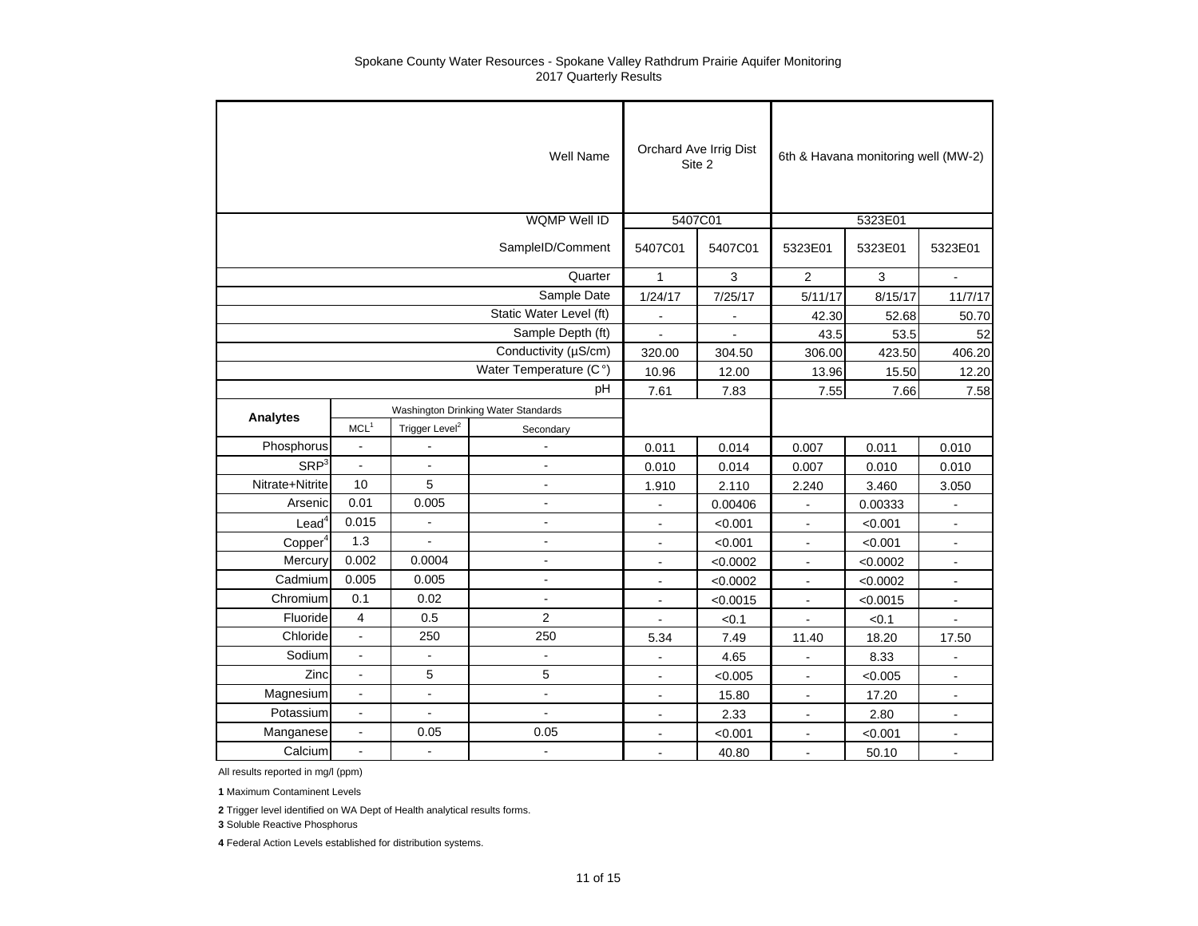Spokane County Water Resources - Spokane Valley Rathdrum Prairie Aquifer Monitoring
2017 Quarterly Results

| | | | Well Name | Orchard Ave Irrig Dist Site 2 | | 6th & Havana monitoring well (MW-2) | | |
|---|---|---|---|---|---|---|---|---|
| | | | WQMP Well ID | 5407C01 | | 5323E01 | | |
| | | | SampleID/Comment | 5407C01 | 5407C01 | 5323E01 | 5323E01 | 5323E01 |
| | | | Quarter | 1 | 3 | 2 | 3 | - |
| | | | Sample Date | 1/24/17 | 7/25/17 | 5/11/17 | 8/15/17 | 11/7/17 |
| | | | Static Water Level (ft) | - | - | 42.30 | 52.68 | 50.70 |
| | | | Sample Depth (ft) | - | - | 43.5 | 53.5 | 52 |
| | | | Conductivity (µS/cm) | 320.00 | 304.50 | 306.00 | 423.50 | 406.20 |
| | | | Water Temperature (C°) | 10.96 | 12.00 | 13.96 | 15.50 | 12.20 |
| | | | pH | 7.61 | 7.83 | 7.55 | 7.66 | 7.58 |
| **Analytes** | Washington Drinking Water Standards | | | | | | | |
| | MCL[1] | Trigger Level[2] | Secondary | | | | | |
| Phosphorus | - | - | - | 0.011 | 0.014 | 0.007 | 0.011 | 0.010 |
| SRP[3] | - | - | - | 0.010 | 0.014 | 0.007 | 0.010 | 0.010 |
| Nitrate+Nitrite | 10 | 5 | - | 1.910 | 2.110 | 2.240 | 3.460 | 3.050 |
| Arsenic | 0.01 | 0.005 | - | - | 0.00406 | - | 0.00333 | - |
| Lead[4] | 0.015 | - | - | - | <0.001 | - | <0.001 | - |
| Copper[4] | 1.3 | - | - | - | <0.001 | - | <0.001 | - |
| Mercury | 0.002 | 0.0004 | - | - | <0.0002 | - | <0.0002 | - |
| Cadmium | 0.005 | 0.005 | - | - | <0.0002 | - | <0.0002 | - |
| Chromium | 0.1 | 0.02 | - | - | <0.0015 | - | <0.0015 | - |
| Fluoride | 4 | 0.5 | 2 | - | <0.1 | - | <0.1 | - |
| Chloride | - | 250 | 250 | 5.34 | 7.49 | 11.40 | 18.20 | 17.50 |
| Sodium | - | - | - | - | 4.65 | - | 8.33 | - |
| Zinc | - | 5 | 5 | - | <0.005 | - | <0.005 | - |
| Magnesium | - | - | - | - | 15.80 | - | 17.20 | - |
| Potassium | - | - | - | - | 2.33 | - | 2.80 | - |
| Manganese | - | 0.05 | 0.05 | - | <0.001 | - | <0.001 | - |
| Calcium | - | - | - | - | 40.80 | - | 50.10 | - |

All results reported in mg/l (ppm)

**1** Maximum Contaminent Levels

**2** Trigger level identified on WA Dept of Health analytical results forms.

**3** Soluble Reactive Phosphorus

**4** Federal Action Levels established for distribution systems.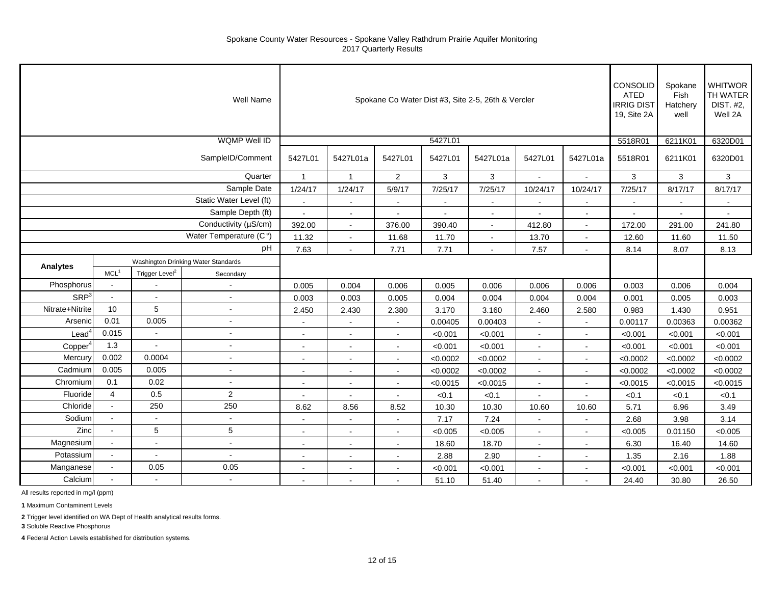Spokane County Water Resources - Spokane Valley Rathdrum Prairie Aquifer Monitoring
2017 Quarterly Results

| | | | Well Name | Spokane Co Water Dist #3, Site 2-5, 26th & Vercler | | | | | | | CONSOLIDATED IRRIG DIST 19, Site 2A | Spokane Fish Hatchery well | WHITWORTH WATER DIST. #2, Well 2A |
|---|---|---|---|---|---|---|---|---|---|---|---|---|---|
| | | | WQMP Well ID | 5427L01 | | | | | | | 5518R01 | 6211K01 | 6320D01 |
| | | | SampleID/Comment | 5427L01 | 5427L01a | 5427L01 | 5427L01 | 5427L01a | 5427L01 | 5427L01a | 5518R01 | 6211K01 | 6320D01 |
| | | | Quarter | 1 | 1 | 2 | 3 | 3 | - | - | 3 | 3 | 3 |
| | | | Sample Date | 1/24/17 | 1/24/17 | 5/9/17 | 7/25/17 | 7/25/17 | 10/24/17 | 10/24/17 | 7/25/17 | 8/17/17 | 8/17/17 |
| | | | Static Water Level (ft) | - | - | - | - | - | - | - | - | - | - |
| | | | Sample Depth (ft) | - | - | - | - | - | - | - | - | - | - |
| | | | Conductivity (µS/cm) | 392.00 | - | 376.00 | 390.40 | - | 412.80 | - | 172.00 | 291.00 | 241.80 |
| | | | Water Temperature (C°) | 11.32 | - | 11.68 | 11.70 | - | 13.70 | - | 12.60 | 11.60 | 11.50 |
| | | | pH | 7.63 | - | 7.71 | 7.71 | - | 7.57 | - | 8.14 | 8.07 | 8.13 |
| Analytes | Washington Drinking Water Standards | | | | | | | | | | | | |
| | MCL[1] | Trigger Level[2] | Secondary | | | | | | | | | | |
| Phosphorus | - | - | - | 0.005 | 0.004 | 0.006 | 0.005 | 0.006 | 0.006 | 0.006 | 0.003 | 0.006 | 0.004 |
| SRP[3] | - | - | - | 0.003 | 0.003 | 0.005 | 0.004 | 0.004 | 0.004 | 0.004 | 0.001 | 0.005 | 0.003 |
| Nitrate+Nitrite | 10 | 5 | - | 2.450 | 2.430 | 2.380 | 3.170 | 3.160 | 2.460 | 2.580 | 0.983 | 1.430 | 0.951 |
| Arsenic | 0.01 | 0.005 | - | - | - | - | 0.00405 | 0.00403 | - | - | 0.00117 | 0.00363 | 0.00362 |
| Lead[4] | 0.015 | - | - | - | - | - | <0.001 | <0.001 | - | - | <0.001 | <0.001 | <0.001 |
| Copper[4] | 1.3 | - | - | - | - | - | <0.001 | <0.001 | - | - | <0.001 | <0.001 | <0.001 |
| Mercury | 0.002 | 0.0004 | - | - | - | - | <0.0002 | <0.0002 | - | - | <0.0002 | <0.0002 | <0.0002 |
| Cadmium | 0.005 | 0.005 | - | - | - | - | <0.0002 | <0.0002 | - | - | <0.0002 | <0.0002 | <0.0002 |
| Chromium | 0.1 | 0.02 | - | - | - | - | <0.0015 | <0.0015 | - | - | <0.0015 | <0.0015 | <0.0015 |
| Fluoride | 4 | 0.5 | 2 | - | - | - | <0.1 | <0.1 | - | - | <0.1 | <0.1 | <0.1 |
| Chloride | - | 250 | 250 | 8.62 | 8.56 | 8.52 | 10.30 | 10.30 | 10.60 | 10.60 | 5.71 | 6.96 | 3.49 |
| Sodium | - | - | - | - | - | - | 7.17 | 7.24 | - | - | 2.68 | 3.98 | 3.14 |
| Zinc | - | 5 | 5 | - | - | - | <0.005 | <0.005 | - | - | <0.005 | 0.01150 | <0.005 |
| Magnesium | - | - | - | - | - | - | 18.60 | 18.70 | - | - | 6.30 | 16.40 | 14.60 |
| Potassium | - | - | - | - | - | - | 2.88 | 2.90 | - | - | 1.35 | 2.16 | 1.88 |
| Manganese | - | 0.05 | 0.05 | - | - | - | <0.001 | <0.001 | - | - | <0.001 | <0.001 | <0.001 |
| Calcium | - | - | - | - | - | - | 51.10 | 51.40 | - | - | 24.40 | 30.80 | 26.50 |

All results reported in mg/l (ppm)

**1** Maximum Contaminent Levels

**2** Trigger level identified on WA Dept of Health analytical results forms.

**3** Soluble Reactive Phosphorus

**4** Federal Action Levels established for distribution systems.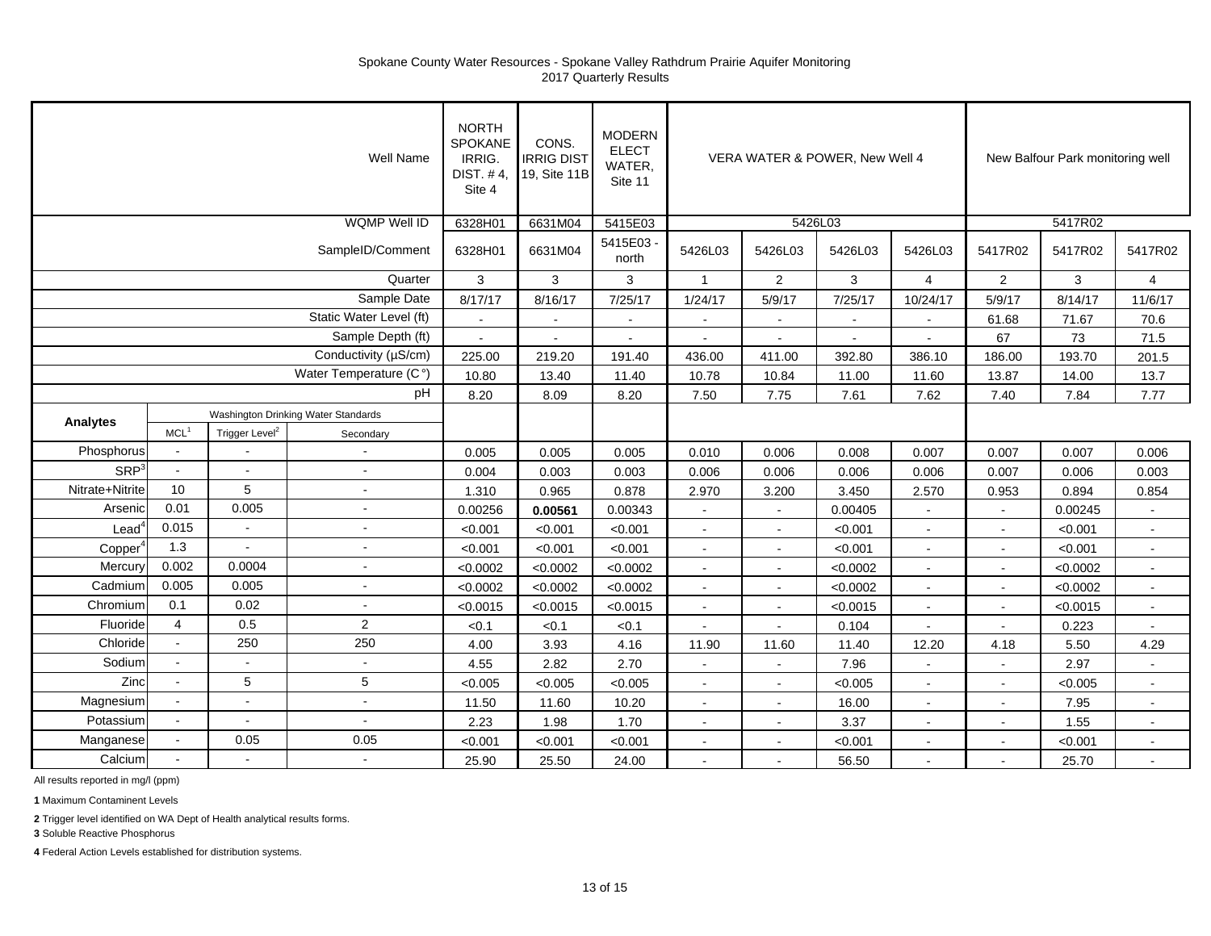Spokane County Water Resources - Spokane Valley Rathdrum Prairie Aquifer Monitoring
2017 Quarterly Results

| | | | Well Name | NORTH SPOKANE IRRIG. DIST. # 4, Site 4 | CONS. IRRIG DIST 19, Site 11B | MODERN ELECT WATER, Site 11 | VERA WATER & POWER, New Well 4 | | | | New Balfour Park monitoring well | | |
|---|---|---|---|---|---|---|---|---|---|---|---|---|---|
| | | | WQMP Well ID | 6328H01 | 6631M04 | 5415E03 | 5426L03 | | | | 5417R02 | | |
| | | | SampleID/Comment | 6328H01 | 6631M04 | 5415E03 - north | 5426L03 | 5426L03 | 5426L03 | 5426L03 | 5417R02 | 5417R02 | 5417R02 |
| | | | Quarter | 3 | 3 | 3 | 1 | 2 | 3 | 4 | 2 | 3 | 4 |
| | | | Sample Date | 8/17/17 | 8/16/17 | 7/25/17 | 1/24/17 | 5/9/17 | 7/25/17 | 10/24/17 | 5/9/17 | 8/14/17 | 11/6/17 |
| | | | Static Water Level (ft) | - | - | - | - | - | - | - | 61.68 | 71.67 | 70.6 |
| | | | Sample Depth (ft) | - | - | - | - | - | - | - | 67 | 73 | 71.5 |
| | | | Conductivity (µS/cm) | 225.00 | 219.20 | 191.40 | 436.00 | 411.00 | 392.80 | 386.10 | 186.00 | 193.70 | 201.5 |
| | | | Water Temperature (C°) | 10.80 | 13.40 | 11.40 | 10.78 | 10.84 | 11.00 | 11.60 | 13.87 | 14.00 | 13.7 |
| | | | pH | 8.20 | 8.09 | 8.20 | 7.50 | 7.75 | 7.61 | 7.62 | 7.40 | 7.84 | 7.77 |
| Analytes | Washington Drinking Water Standards | | | | | | | | | | | | |
| | MCL[1] | Trigger Level[2] | Secondary | | | | | | | | | | |
| Phosphorus | - | - | - | 0.005 | 0.005 | 0.005 | 0.010 | 0.006 | 0.008 | 0.007 | 0.007 | 0.007 | 0.006 |
| SRP[3] | - | - | - | 0.004 | 0.003 | 0.003 | 0.006 | 0.006 | 0.006 | 0.006 | 0.007 | 0.006 | 0.003 |
| Nitrate+Nitrite | 10 | 5 | - | 1.310 | 0.965 | 0.878 | 2.970 | 3.200 | 3.450 | 2.570 | 0.953 | 0.894 | 0.854 |
| Arsenic | 0.01 | 0.005 | - | 0.00256 | **0.00561** | 0.00343 | - | - | 0.00405 | - | - | 0.00245 | - |
| Lead[4] | 0.015 | - | - | <0.001 | <0.001 | <0.001 | - | - | <0.001 | - | - | <0.001 | - |
| Copper[4] | 1.3 | - | - | <0.001 | <0.001 | <0.001 | - | - | <0.001 | - | - | <0.001 | - |
| Mercury | 0.002 | 0.0004 | - | <0.0002 | <0.0002 | <0.0002 | - | - | <0.0002 | - | - | <0.0002 | - |
| Cadmium | 0.005 | 0.005 | - | <0.0002 | <0.0002 | <0.0002 | - | - | <0.0002 | - | - | <0.0002 | - |
| Chromium | 0.1 | 0.02 | - | <0.0015 | <0.0015 | <0.0015 | - | - | <0.0015 | - | - | <0.0015 | - |
| Fluoride | 4 | 0.5 | 2 | <0.1 | <0.1 | <0.1 | - | - | 0.104 | - | - | 0.223 | - |
| Chloride | - | 250 | 250 | 4.00 | 3.93 | 4.16 | 11.90 | 11.60 | 11.40 | 12.20 | 4.18 | 5.50 | 4.29 |
| Sodium | - | - | - | 4.55 | 2.82 | 2.70 | - | - | 7.96 | - | - | 2.97 | - |
| Zinc | - | 5 | 5 | <0.005 | <0.005 | <0.005 | - | - | <0.005 | - | - | <0.005 | - |
| Magnesium | - | - | - | 11.50 | 11.60 | 10.20 | - | - | 16.00 | - | - | 7.95 | - |
| Potassium | - | - | - | 2.23 | 1.98 | 1.70 | - | - | 3.37 | - | - | 1.55 | - |
| Manganese | - | 0.05 | 0.05 | <0.001 | <0.001 | <0.001 | - | - | <0.001 | - | - | <0.001 | - |
| Calcium | - | - | - | 25.90 | 25.50 | 24.00 | - | - | 56.50 | - | - | 25.70 | - |

All results reported in mg/l (ppm)

**1** Maximum Contaminent Levels

**2** Trigger level identified on WA Dept of Health analytical results forms.

**3** Soluble Reactive Phosphorus

**4** Federal Action Levels established for distribution systems.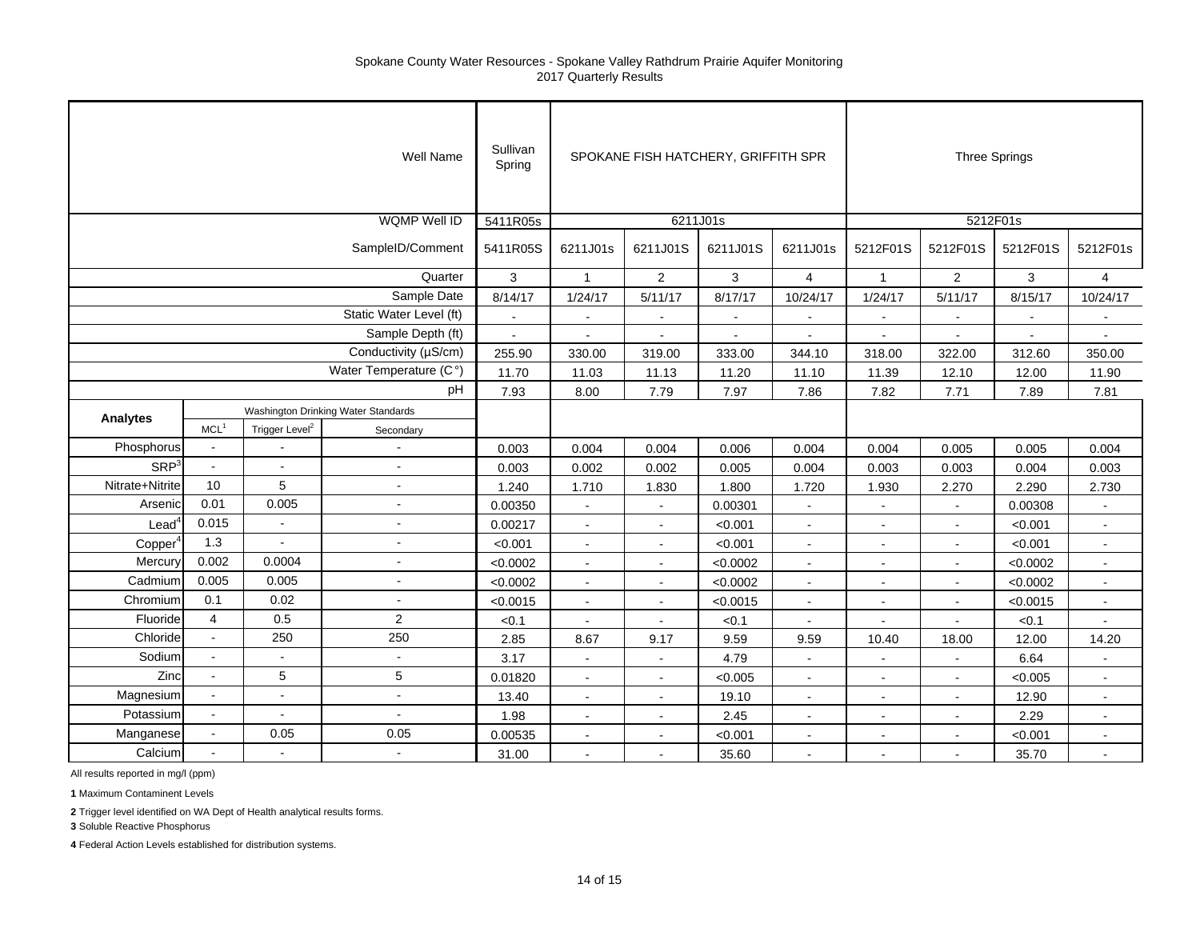Spokane County Water Resources - Spokane Valley Rathdrum Prairie Aquifer Monitoring
2017 Quarterly Results

| | | | Well Name | Sullivan Spring | SPOKANE FISH HATCHERY, GRIFFITH SPR | | | | Three Springs | | | |
|---|---|---|---|---|---|---|---|---|---|---|---|---|
| | | | WQMP Well ID | 5411R05s | 6211J01s | | | | 5212F01s | | | |
| | | | SampleID/Comment | 5411R05S | 6211J01s | 6211J01S | 6211J01S | 6211J01s | 5212F01S | 5212F01S | 5212F01S | 5212F01s |
| | | | Quarter | 3 | 1 | 2 | 3 | 4 | 1 | 2 | 3 | 4 |
| | | | Sample Date | 8/14/17 | 1/24/17 | 5/11/17 | 8/17/17 | 10/24/17 | 1/24/17 | 5/11/17 | 8/15/17 | 10/24/17 |
| | | | Static Water Level (ft) | - | - | - | - | - | - | - | - | - |
| | | | Sample Depth (ft) | - | - | - | - | - | - | - | - | - |
| | | | Conductivity (µS/cm) | 255.90 | 330.00 | 319.00 | 333.00 | 344.10 | 318.00 | 322.00 | 312.60 | 350.00 |
| | | | Water Temperature (C°) | 11.70 | 11.03 | 11.13 | 11.20 | 11.10 | 11.39 | 12.10 | 12.00 | 11.90 |
| | | | pH | 7.93 | 8.00 | 7.79 | 7.97 | 7.86 | 7.82 | 7.71 | 7.89 | 7.81 |
| **Analytes** | Washington Drinking Water Standards | | | | | | | | | | | |
| | MCL[1] | Trigger Level[2] | Secondary | | | | | | | | | |
| Phosphorus | - | - | - | 0.003 | 0.004 | 0.004 | 0.006 | 0.004 | 0.004 | 0.005 | 0.005 | 0.004 |
| SRP[3] | - | - | - | 0.003 | 0.002 | 0.002 | 0.005 | 0.004 | 0.003 | 0.003 | 0.004 | 0.003 |
| Nitrate+Nitrite | 10 | 5 | - | 1.240 | 1.710 | 1.830 | 1.800 | 1.720 | 1.930 | 2.270 | 2.290 | 2.730 |
| Arsenic | 0.01 | 0.005 | - | 0.00350 | - | - | 0.00301 | - | - | - | 0.00308 | - |
| Lead[4] | 0.015 | - | - | 0.00217 | - | - | <0.001 | - | - | - | <0.001 | - |
| Copper[4] | 1.3 | - | - | <0.001 | - | - | <0.001 | - | - | - | <0.001 | - |
| Mercury | 0.002 | 0.0004 | - | <0.0002 | - | - | <0.0002 | - | - | - | <0.0002 | - |
| Cadmium | 0.005 | 0.005 | - | <0.0002 | - | - | <0.0002 | - | - | - | <0.0002 | - |
| Chromium | 0.1 | 0.02 | - | <0.0015 | - | - | <0.0015 | - | - | - | <0.0015 | - |
| Fluoride | 4 | 0.5 | 2 | <0.1 | - | - | <0.1 | - | - | - | <0.1 | - |
| Chloride | - | 250 | 250 | 2.85 | 8.67 | 9.17 | 9.59 | 9.59 | 10.40 | 18.00 | 12.00 | 14.20 |
| Sodium | - | - | - | 3.17 | - | - | 4.79 | - | - | - | 6.64 | - |
| Zinc | - | 5 | 5 | 0.01820 | - | - | <0.005 | - | - | - | <0.005 | - |
| Magnesium | - | - | - | 13.40 | - | - | 19.10 | - | - | - | 12.90 | - |
| Potassium | - | - | - | 1.98 | - | - | 2.45 | - | - | - | 2.29 | - |
| Manganese | - | 0.05 | 0.05 | 0.00535 | - | - | <0.001 | - | - | - | <0.001 | - |
| Calcium | - | - | - | 31.00 | - | - | 35.60 | - | - | - | 35.70 | - |

All results reported in mg/l (ppm)

**1** Maximum Contaminent Levels

**2** Trigger level identified on WA Dept of Health analytical results forms.

**3** Soluble Reactive Phosphorus

**4** Federal Action Levels established for distribution systems.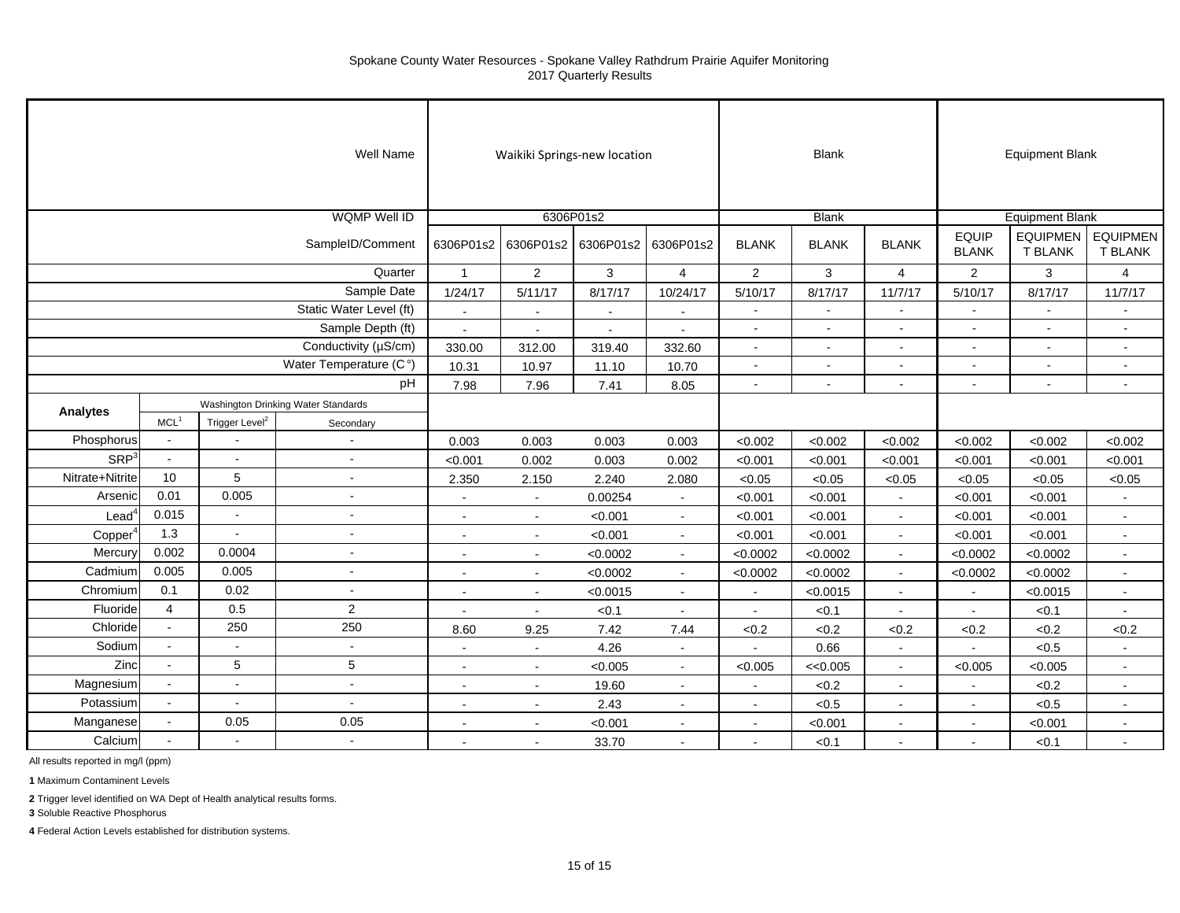Spokane County Water Resources - Spokane Valley Rathdrum Prairie Aquifer Monitoring
2017 Quarterly Results

| | | | Well Name | Waikiki Springs-new location | | | | Blank | | | Equipment Blank | | |
|---|---|---|---|---|---|---|---|---|---|---|---|---|---|
| | | | WQMP Well ID | 6306P01s2 | | | | Blank | | | Equipment Blank | | |
| | | | SampleID/Comment | 6306P01s2 | 6306P01s2 | 6306P01s2 | 6306P01s2 | BLANK | BLANK | BLANK | EQUIP BLANK | EQUIPMENT BLANK | EQUIPMENT BLANK |
| | | | Quarter | 1 | 2 | 3 | 4 | 2 | 3 | 4 | 2 | 3 | 4 |
| | | | Sample Date | 1/24/17 | 5/11/17 | 8/17/17 | 10/24/17 | 5/10/17 | 8/17/17 | 11/7/17 | 5/10/17 | 8/17/17 | 11/7/17 |
| | | | Static Water Level (ft) | - | - | - | - | - | - | - | - | - | - |
| | | | Sample Depth (ft) | - | - | - | - | - | - | - | - | - | - |
| | | | Conductivity (µS/cm) | 330.00 | 312.00 | 319.40 | 332.60 | - | - | - | - | - | - |
| | | | Water Temperature (C°) | 10.31 | 10.97 | 11.10 | 10.70 | - | - | - | - | - | - |
| | | | pH | 7.98 | 7.96 | 7.41 | 8.05 | - | - | - | - | - | - |
| Analytes | Washington Drinking Water Standards | | | | | | | | | | | | |
| | MCL[1] | Trigger Level[2] | Secondary | | | | | | | | | | |
| Phosphorus | - | - | - | 0.003 | 0.003 | 0.003 | 0.003 | <0.002 | <0.002 | <0.002 | <0.002 | <0.002 | <0.002 |
| SRP[3] | - | - | - | <0.001 | 0.002 | 0.003 | 0.002 | <0.001 | <0.001 | <0.001 | <0.001 | <0.001 | <0.001 |
| Nitrate+Nitrite | 10 | 5 | - | 2.350 | 2.150 | 2.240 | 2.080 | <0.05 | <0.05 | <0.05 | <0.05 | <0.05 | <0.05 |
| Arsenic | 0.01 | 0.005 | - | - | - | 0.00254 | - | <0.001 | <0.001 | - | <0.001 | <0.001 | - |
| Lead[4] | 0.015 | - | - | - | - | <0.001 | - | <0.001 | <0.001 | - | <0.001 | <0.001 | - |
| Copper[4] | 1.3 | - | - | - | - | <0.001 | - | <0.001 | <0.001 | - | <0.001 | <0.001 | - |
| Mercury | 0.002 | 0.0004 | - | - | - | <0.0002 | - | <0.0002 | <0.0002 | - | <0.0002 | <0.0002 | - |
| Cadmium | 0.005 | 0.005 | - | - | - | <0.0002 | - | <0.0002 | <0.0002 | - | <0.0002 | <0.0002 | - |
| Chromium | 0.1 | 0.02 | - | - | - | <0.0015 | - | - | <0.0015 | - | - | <0.0015 | - |
| Fluoride | 4 | 0.5 | 2 | - | - | <0.1 | - | - | <0.1 | - | - | <0.1 | - |
| Chloride | - | 250 | 250 | 8.60 | 9.25 | 7.42 | 7.44 | <0.2 | <0.2 | <0.2 | <0.2 | <0.2 | <0.2 |
| Sodium | - | - | - | - | - | 4.26 | - | - | 0.66 | - | - | <0.5 | - |
| Zinc | - | 5 | 5 | - | - | <0.005 | - | <0.005 | <<0.005 | - | <0.005 | <0.005 | - |
| Magnesium | - | - | - | - | - | 19.60 | - | - | <0.2 | - | - | <0.2 | - |
| Potassium | - | - | - | - | - | 2.43 | - | - | <0.5 | - | - | <0.5 | - |
| Manganese | - | 0.05 | 0.05 | - | - | <0.001 | - | - | <0.001 | - | - | <0.001 | - |
| Calcium | - | - | - | - | - | 33.70 | - | - | <0.1 | - | - | <0.1 | - |

All results reported in mg/l (ppm)

**1** Maximum Contaminent Levels

**2** Trigger level identified on WA Dept of Health analytical results forms.

**3** Soluble Reactive Phosphorus

**4** Federal Action Levels established for distribution systems.